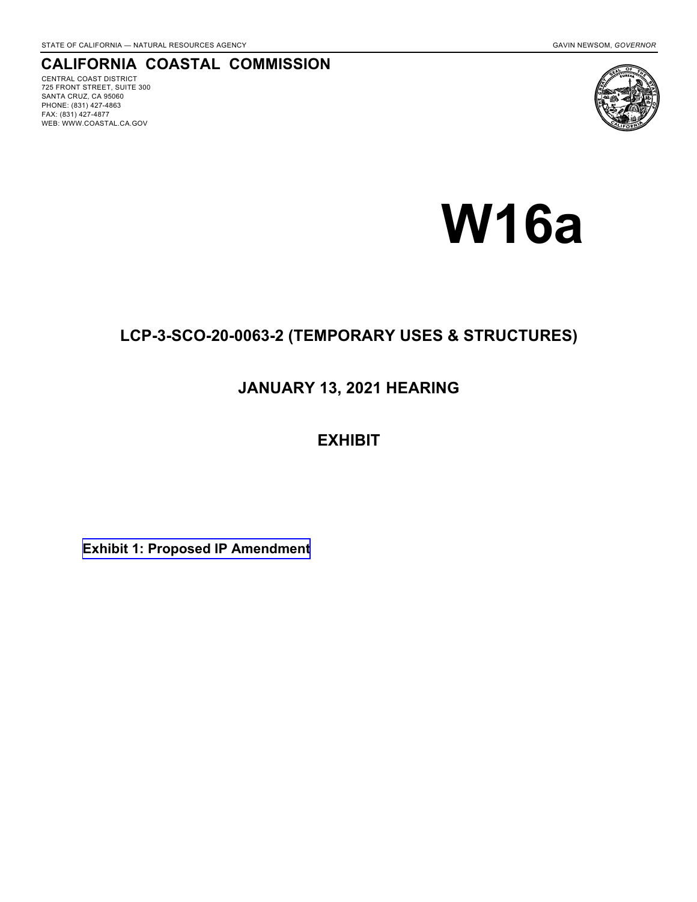STATE OF CALIFORNIA — NATURAL RESOURCES AGENCY

GAVIN NEWSOM, *GOVERNOR*

# CALIFORNIA COASTAL COMMISSION

CENTRAL COAST DISTRICT
725 FRONT STREET, SUITE 300
SANTA CRUZ, CA 95060
PHONE: (831) 427-4863
FAX: (831) 427-4877
WEB: WWW.COASTAL.CA.GOV

# W16a

## LCP-3-SCO-20-0063-2 (TEMPORARY USES & STRUCTURES)

## JANUARY 13, 2021 HEARING

## EXHIBIT

**Exhibit 1: Proposed IP Amendment**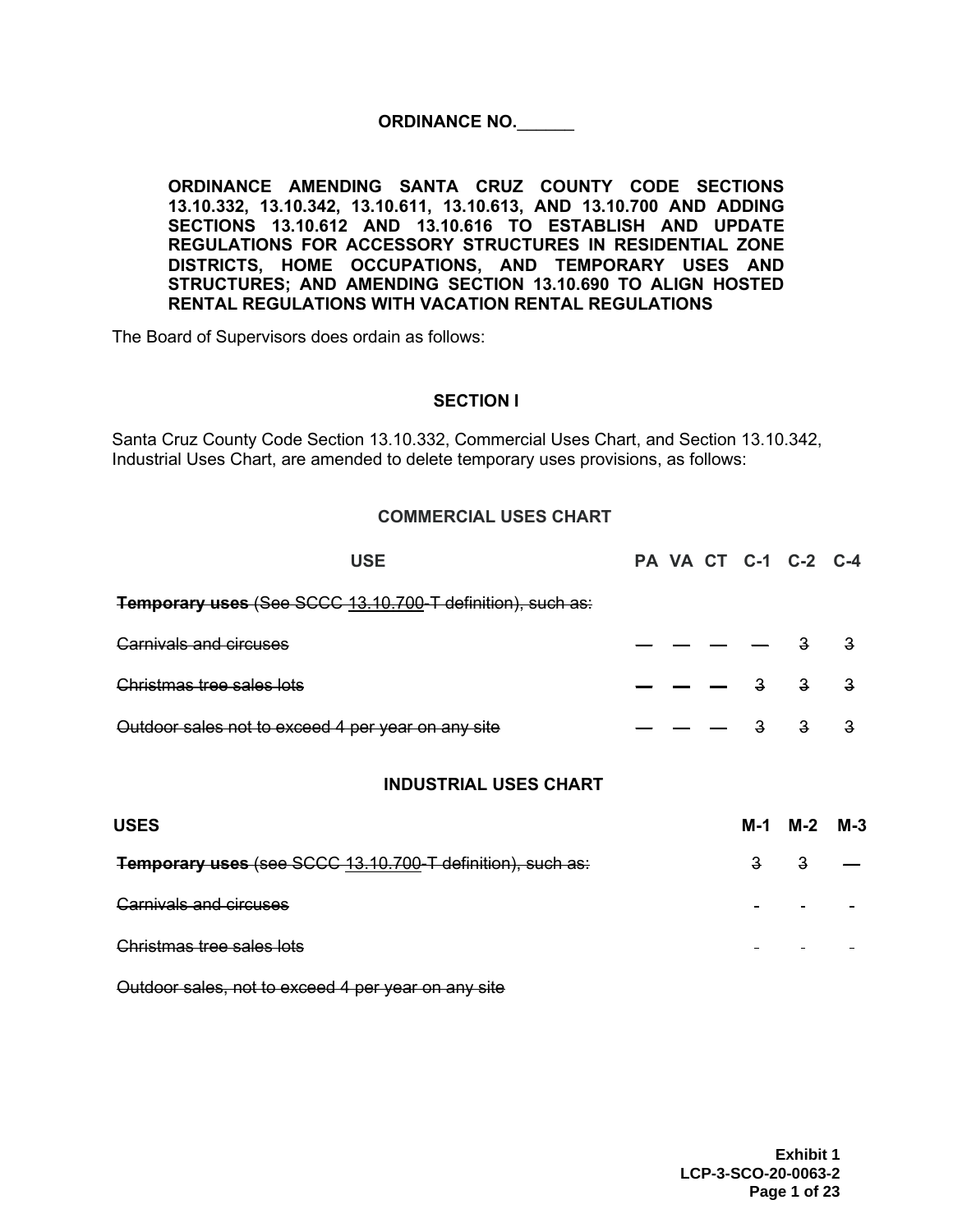**ORDINANCE NO.\_\_\_\_\_\_**

**ORDINANCE AMENDING SANTA CRUZ COUNTY CODE SECTIONS 13.10.332, 13.10.342, 13.10.611, 13.10.613, AND 13.10.700 AND ADDING SECTIONS 13.10.612 AND 13.10.616 TO ESTABLISH AND UPDATE REGULATIONS FOR ACCESSORY STRUCTURES IN RESIDENTIAL ZONE DISTRICTS, HOME OCCUPATIONS, AND TEMPORARY USES AND STRUCTURES; AND AMENDING SECTION 13.10.690 TO ALIGN HOSTED RENTAL REGULATIONS WITH VACATION RENTAL REGULATIONS**

The Board of Supervisors does ordain as follows:

**SECTION I**

Santa Cruz County Code Section 13.10.332, Commercial Uses Chart, and Section 13.10.342, Industrial Uses Chart, are amended to delete temporary uses provisions, as follows:

**COMMERCIAL USES CHART**

| USE | PA | VA | CT | C-1 | C-2 | C-4 |
|---|---|---|---|---|---|---|
| ~~**Temporary uses** (See SCCC 13.10.700-T definition), such as:~~ | | | | | | |
| ~~Carnivals and circuses~~ | ~~—~~ | ~~—~~ | ~~—~~ | ~~—~~ | ~~3~~ | ~~3~~ |
| ~~Christmas tree sales lots~~ | ~~—~~ | ~~—~~ | ~~—~~ | ~~3~~ | ~~3~~ | ~~3~~ |
| ~~Outdoor sales not to exceed 4 per year on any site~~ | ~~—~~ | ~~—~~ | ~~—~~ | ~~3~~ | ~~3~~ | ~~3~~ |

**INDUSTRIAL USES CHART**

| USES | M-1 | M-2 | M-3 |
|---|---|---|---|
| ~~**Temporary uses** (see SCCC 13.10.700-T definition), such as:~~ | ~~3~~ | ~~3~~ | ~~—~~ |
| ~~Carnivals and circuses~~ | ~~-~~ | ~~-~~ | ~~-~~ |
| ~~Christmas tree sales lots~~ | ~~-~~ | ~~-~~ | ~~-~~ |
| ~~Outdoor sales, not to exceed 4 per year on any site~~ | | | |

**Exhibit 1**
**LCP-3-SCO-20-0063-2**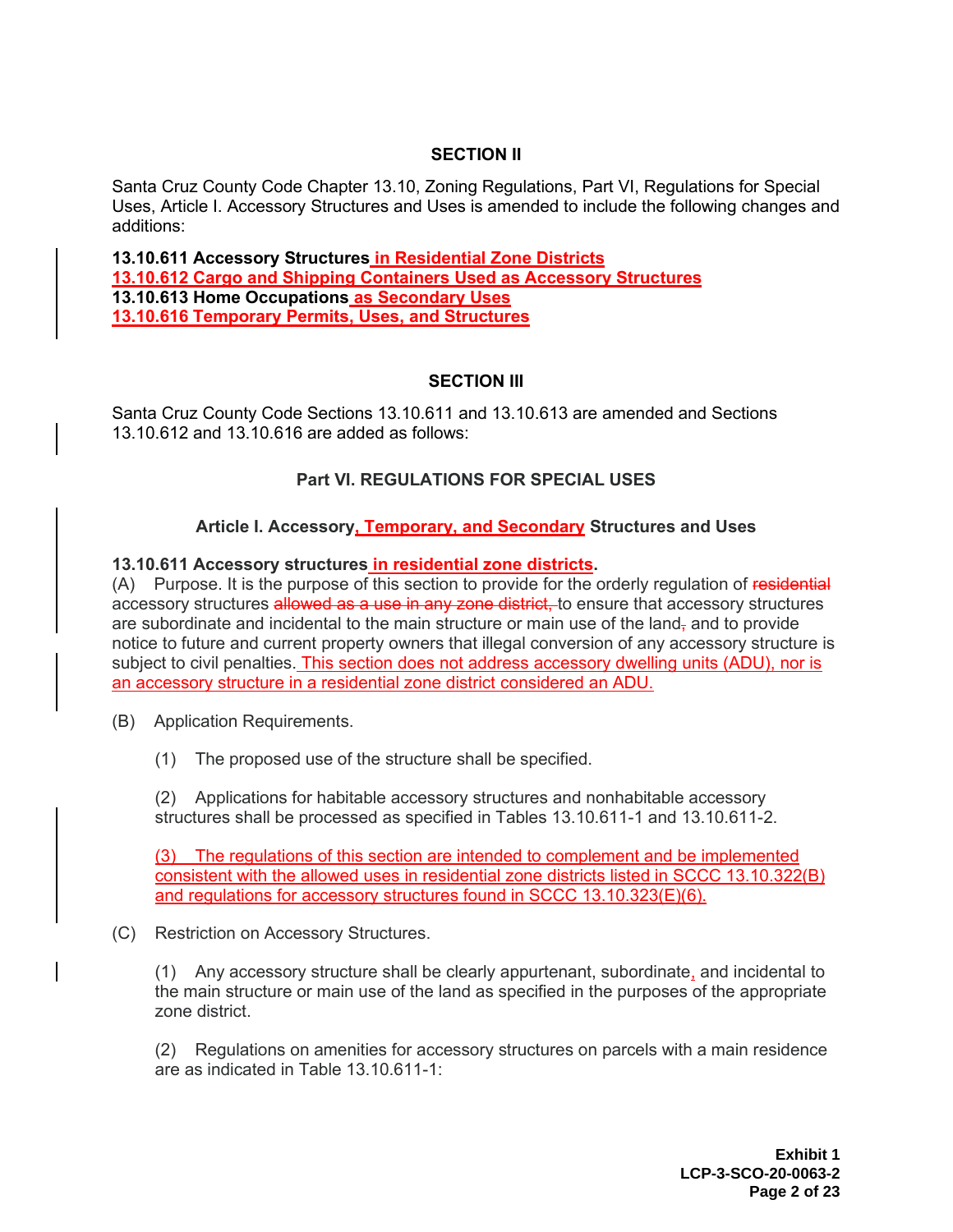## SECTION II

Santa Cruz County Code Chapter 13.10, Zoning Regulations, Part VI, Regulations for Special Uses, Article I. Accessory Structures and Uses is amended to include the following changes and additions:

**13.10.611 Accessory Structures in Residential Zone Districts**
**13.10.612 Cargo and Shipping Containers Used as Accessory Structures**
**13.10.613 Home Occupations as Secondary Uses**
**13.10.616 Temporary Permits, Uses, and Structures**

## SECTION III

Santa Cruz County Code Sections 13.10.611 and 13.10.613 are amended and Sections 13.10.612 and 13.10.616 are added as follows:

### Part VI. REGULATIONS FOR SPECIAL USES

#### Article I. Accessory, Temporary, and Secondary Structures and Uses

**13.10.611 Accessory structures in residential zone districts.**

(A) Purpose. It is the purpose of this section to provide for the orderly regulation of ~~residential~~ accessory structures ~~allowed as a use in any zone district,~~ to ensure that accessory structures are subordinate and incidental to the main structure or main use of the land~~,~~ and to provide notice to future and current property owners that illegal conversion of any accessory structure is subject to civil penalties. This section does not address accessory dwelling units (ADU), nor is an accessory structure in a residential zone district considered an ADU.

(B) Application Requirements.

(1) The proposed use of the structure shall be specified.

(2) Applications for habitable accessory structures and nonhabitable accessory structures shall be processed as specified in Tables 13.10.611-1 and 13.10.611-2.

(3) The regulations of this section are intended to complement and be implemented consistent with the allowed uses in residential zone districts listed in SCCC 13.10.322(B) and regulations for accessory structures found in SCCC 13.10.323(E)(6).

(C) Restriction on Accessory Structures.

(1) Any accessory structure shall be clearly appurtenant, subordinate, and incidental to the main structure or main use of the land as specified in the purposes of the appropriate zone district.

(2) Regulations on amenities for accessory structures on parcels with a main residence are as indicated in Table 13.10.611-1: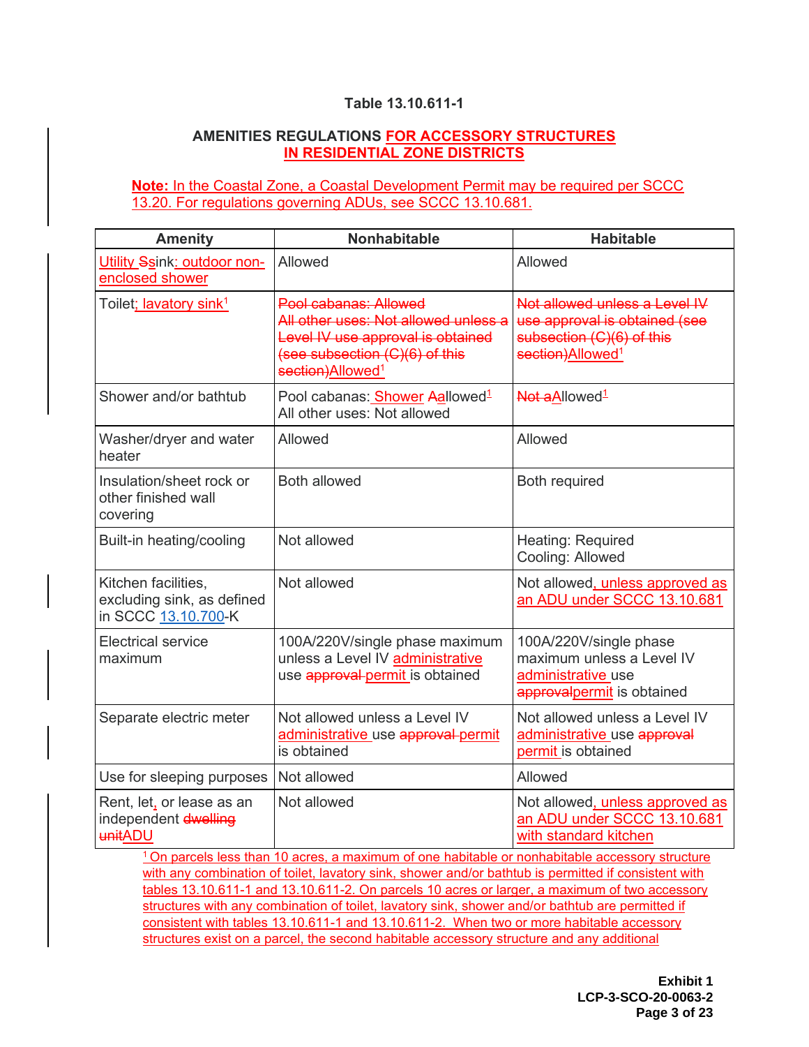**Table 13.10.611-1**

**AMENITIES REGULATIONS FOR ACCESSORY STRUCTURES IN RESIDENTIAL ZONE DISTRICTS**

**Note:** In the Coastal Zone, a Coastal Development Permit may be required per SCCC 13.20. For regulations governing ADUs, see SCCC 13.10.681.

| Amenity | Nonhabitable | Habitable |
|---|---|---|
| Utility Ssink; outdoor non-enclosed shower | Allowed | Allowed |
| Toilet; lavatory sink[1] | ~~Pool cabanas: Allowed~~ ~~All other uses: Not allowed unless a Level IV use approval is obtained (see subsection (C)(6) of this section)~~Allowed[1] | ~~Not allowed unless a Level IV use approval is obtained (see subsection (C)(6) of this section)~~Allowed[1] |
| Shower and/or bathtub | Pool cabanas: Shower Aallowed[1] All other uses: Not allowed | ~~Not a~~Allowed[1] |
| Washer/dryer and water heater | Allowed | Allowed |
| Insulation/sheet rock or other finished wall covering | Both allowed | Both required |
| Built-in heating/cooling | Not allowed | Heating: Required Cooling: Allowed |
| Kitchen facilities, excluding sink, as defined in SCCC 13.10.700-K | Not allowed | Not allowed, unless approved as an ADU under SCCC 13.10.681 |
| Electrical service maximum | 100A/220V/single phase maximum unless a Level IV administrative use ~~approval~~ permit is obtained | 100A/220V/single phase maximum unless a Level IV administrative use ~~approval~~permit is obtained |
| Separate electric meter | Not allowed unless a Level IV administrative use ~~approval~~ permit is obtained | Not allowed unless a Level IV administrative use ~~approval~~ permit is obtained |
| Use for sleeping purposes | Not allowed | Allowed |
| Rent, let, or lease as an independent ~~dwelling unit~~ADU | Not allowed | Not allowed, unless approved as an ADU under SCCC 13.10.681 with standard kitchen |

[1] On parcels less than 10 acres, a maximum of one habitable or nonhabitable accessory structure with any combination of toilet, lavatory sink, shower and/or bathtub is permitted if consistent with tables 13.10.611-1 and 13.10.611-2. On parcels 10 acres or larger, a maximum of two accessory structures with any combination of toilet, lavatory sink, shower and/or bathtub are permitted if consistent with tables 13.10.611-1 and 13.10.611-2. When two or more habitable accessory structures exist on a parcel, the second habitable accessory structure and any additional

**Exhibit 1**
**LCP-3-SCO-20-0063-2**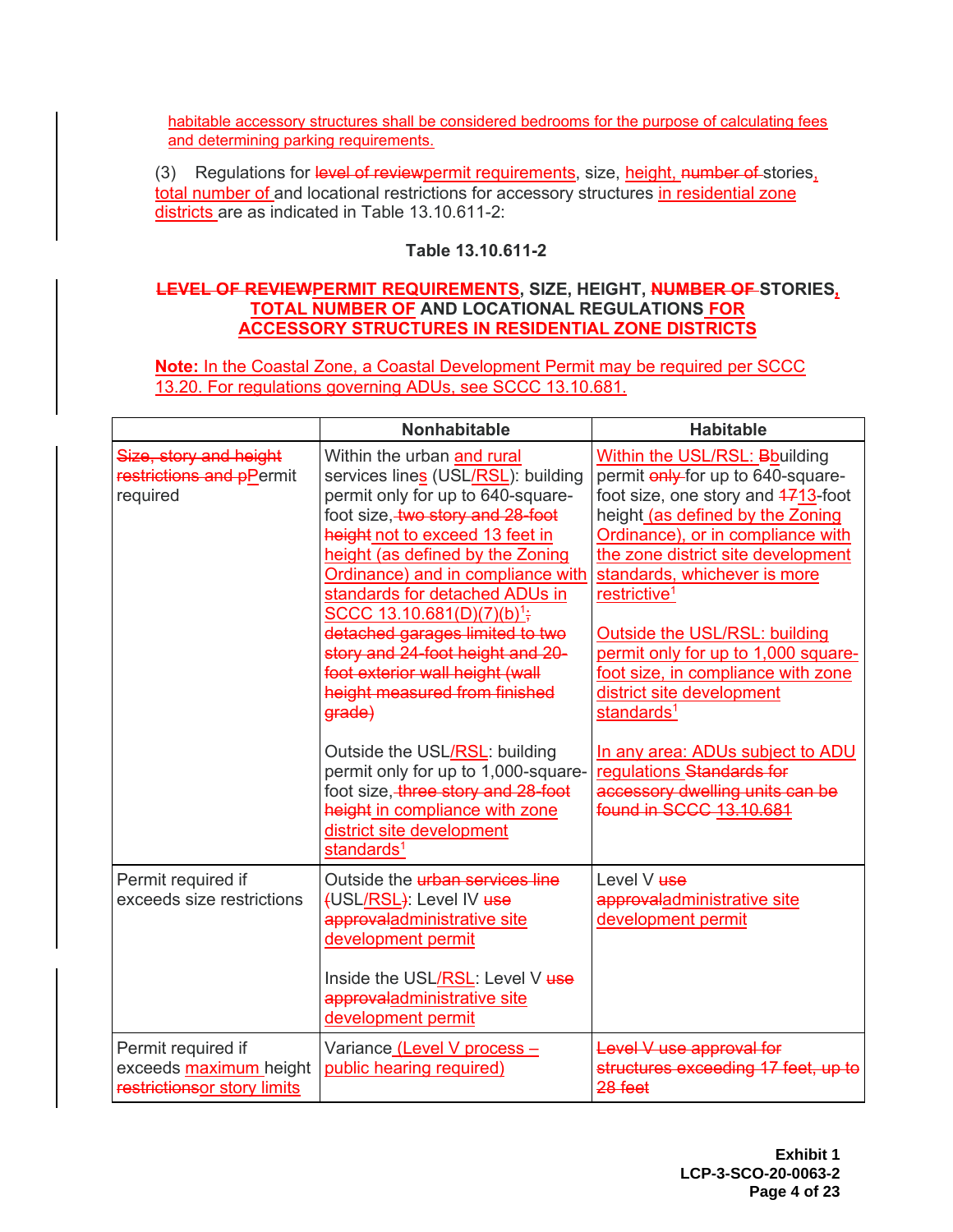habitable accessory structures shall be considered bedrooms for the purpose of calculating fees and determining parking requirements.

(3) Regulations for level of reviewpermit requirements, size, height, number of stories, total number of and locational restrictions for accessory structures in residential zone districts are as indicated in Table 13.10.611-2:

**Table 13.10.611-2**

**LEVEL OF REVIEWPERMIT REQUIREMENTS, SIZE, HEIGHT, NUMBER OF STORIES, TOTAL NUMBER OF AND LOCATIONAL REGULATIONS FOR ACCESSORY STRUCTURES IN RESIDENTIAL ZONE DISTRICTS**

**Note:** In the Coastal Zone, a Coastal Development Permit may be required per SCCC 13.20. For regulations governing ADUs, see SCCC 13.10.681.

| | Nonhabitable | Habitable |
|---|---|---|
| Size, story and height restrictions and pPermit required | Within the urban and rural services lines (USL/RSL): building permit only for up to 640-square-foot size, two story and 28-foot height not to exceed 13 feet in height (as defined by the Zoning Ordinance) and in compliance with standards for detached ADUs in SCCC 13.10.681(D)(7)(b)[1]; detached garages limited to two story and 24-foot height and 20-foot exterior wall height (wall height measured from finished grade)<br><br>Outside the USL/RSL: building permit only for up to 1,000-square-foot size, three story and 28-foot height in compliance with zone district site development standards[1] | Within the USL/RSL: Bbuilding permit only for up to 640-square-foot size, one story and 1713-foot height (as defined by the Zoning Ordinance), or in compliance with the zone district site development standards, whichever is more restrictive[1]<br><br>Outside the USL/RSL: building permit only for up to 1,000 square-foot size, in compliance with zone district site development standards[1]<br><br>In any area: ADUs subject to ADU regulations Standards for accessory dwelling units can be found in SCCC 13.10.681 |
| Permit required if exceeds size restrictions | Outside the urban services line (USL/RSL): Level IV use approvaladministrative site development permit<br><br>Inside the USL/RSL: Level V use approvaladministrative site development permit | Level V use approvaladministrative site development permit |
| Permit required if exceeds maximum height restrictionsor story limits | Variance (Level V process – public hearing required) | Level V use approval for structures exceeding 17 feet, up to 28 feet |

Exhibit 1
LCP-3-SCO-20-0063-2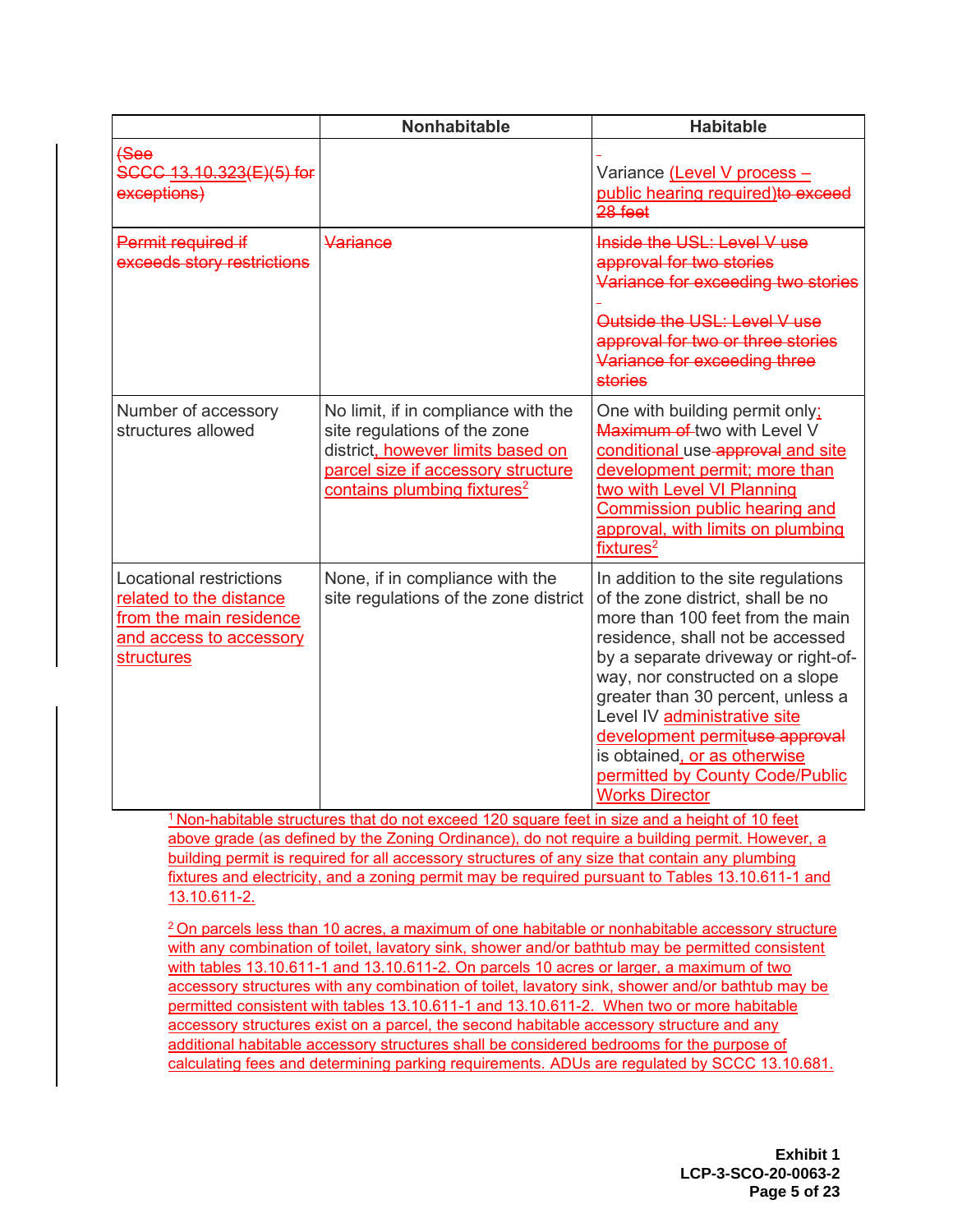| | Nonhabitable | Habitable |
|---|---|---|
| (See SCCC 13.10.323(E)(5) for exceptions) | | Variance (Level V process – public hearing required)to exceed 28 feet |
| Permit required if exceeds story restrictions | Variance | Inside the USL: Level V use approval for two stories Variance for exceeding two stories Outside the USL: Level V use approval for two or three stories Variance for exceeding three stories |
| Number of accessory structures allowed | No limit, if in compliance with the site regulations of the zone district, however limits based on parcel size if accessory structure contains plumbing fixtures[2] | One with building permit only; Maximum of two with Level V conditional use approval and site development permit; more than two with Level VI Planning Commission public hearing and approval, with limits on plumbing fixtures[2] |
| Locational restrictions related to the distance from the main residence and access to accessory structures | None, if in compliance with the site regulations of the zone district | In addition to the site regulations of the zone district, shall be no more than 100 feet from the main residence, shall not be accessed by a separate driveway or right-of-way, nor constructed on a slope greater than 30 percent, unless a Level IV administrative site development permituse approval is obtained, or as otherwise permitted by County Code/Public Works Director |

[1] Non-habitable structures that do not exceed 120 square feet in size and a height of 10 feet above grade (as defined by the Zoning Ordinance), do not require a building permit. However, a building permit is required for all accessory structures of any size that contain any plumbing fixtures and electricity, and a zoning permit may be required pursuant to Tables 13.10.611-1 and 13.10.611-2.

[2] On parcels less than 10 acres, a maximum of one habitable or nonhabitable accessory structure with any combination of toilet, lavatory sink, shower and/or bathtub may be permitted consistent with tables 13.10.611-1 and 13.10.611-2. On parcels 10 acres or larger, a maximum of two accessory structures with any combination of toilet, lavatory sink, shower and/or bathtub may be permitted consistent with tables 13.10.611-1 and 13.10.611-2. When two or more habitable accessory structures exist on a parcel, the second habitable accessory structure and any additional habitable accessory structures shall be considered bedrooms for the purpose of calculating fees and determining parking requirements. ADUs are regulated by SCCC 13.10.681.

**Exhibit 1**
**LCP-3-SCO-20-0063-2**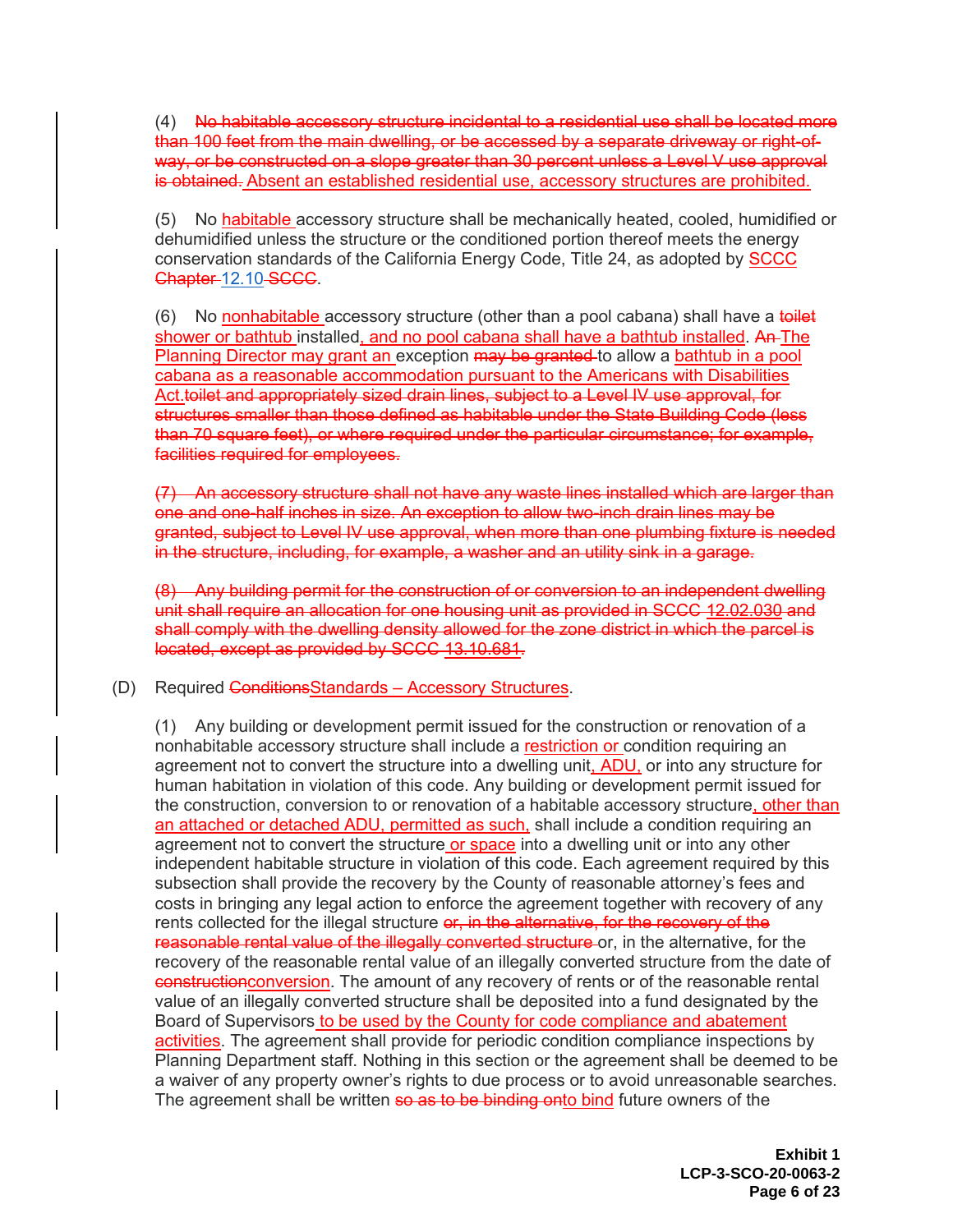(4) ~~No habitable accessory structure incidental to a residential use shall be located more than 100 feet from the main dwelling, or be accessed by a separate driveway or right-of-way, or be constructed on a slope greater than 30 percent unless a Level V use approval is obtained.~~ <u>Absent an established residential use, accessory structures are prohibited.</u>

(5) No <u>habitable</u> accessory structure shall be mechanically heated, cooled, humidified or dehumidified unless the structure or the conditioned portion thereof meets the energy conservation standards of the California Energy Code, Title 24, as adopted by <u>SCCC</u> ~~Chapter~~ 12.10 ~~SCCC~~.

(6) No <u>nonhabitable</u> accessory structure (other than a pool cabana) shall have a ~~toilet~~ <u>shower or bathtub</u> installed<u>, and no pool cabana shall have a bathtub installed</u>. ~~An~~ <u>The Planning Director may grant an</u> exception ~~may be granted~~ to allow a <u>bathtub in a pool cabana as a reasonable accommodation pursuant to the Americans with Disabilities Act.</u>~~toilet and appropriately sized drain lines, subject to a Level IV use approval, for structures smaller than those defined as habitable under the State Building Code (less than 70 square feet), or where required under the particular circumstance; for example, facilities required for employees.~~

~~(7) An accessory structure shall not have any waste lines installed which are larger than one and one-half inches in size. An exception to allow two-inch drain lines may be granted, subject to Level IV use approval, when more than one plumbing fixture is needed in the structure, including, for example, a washer and an utility sink in a garage.~~

~~(8) Any building permit for the construction of or conversion to an independent dwelling unit shall require an allocation for one housing unit as provided in SCCC 12.02.030 and shall comply with the dwelling density allowed for the zone district in which the parcel is located, except as provided by SCCC 13.10.681.~~

(D) Required ~~Conditions~~<u>Standards – Accessory Structures</u>.

(1) Any building or development permit issued for the construction or renovation of a nonhabitable accessory structure shall include a <u>restriction or</u> condition requiring an agreement not to convert the structure into a dwelling unit<u>, ADU,</u> or into any structure for human habitation in violation of this code. Any building or development permit issued for the construction, conversion to or renovation of a habitable accessory structure<u>, other than an attached or detached ADU, permitted as such,</u> shall include a condition requiring an agreement not to convert the structure <u>or space</u> into a dwelling unit or into any other independent habitable structure in violation of this code. Each agreement required by this subsection shall provide the recovery by the County of reasonable attorney's fees and costs in bringing any legal action to enforce the agreement together with recovery of any rents collected for the illegal structure ~~or, in the alternative, for the recovery of the reasonable rental value of the illegally converted structure~~ or, in the alternative, for the recovery of the reasonable rental value of an illegally converted structure from the date of ~~construction~~<u>conversion</u>. The amount of any recovery of rents or of the reasonable rental value of an illegally converted structure shall be deposited into a fund designated by the Board of Supervisors <u>to be used by the County for code compliance and abatement activities</u>. The agreement shall provide for periodic condition compliance inspections by Planning Department staff. Nothing in this section or the agreement shall be deemed to be a waiver of any property owner's rights to due process or to avoid unreasonable searches. The agreement shall be written ~~so as to be binding on~~<u>to bind</u> future owners of the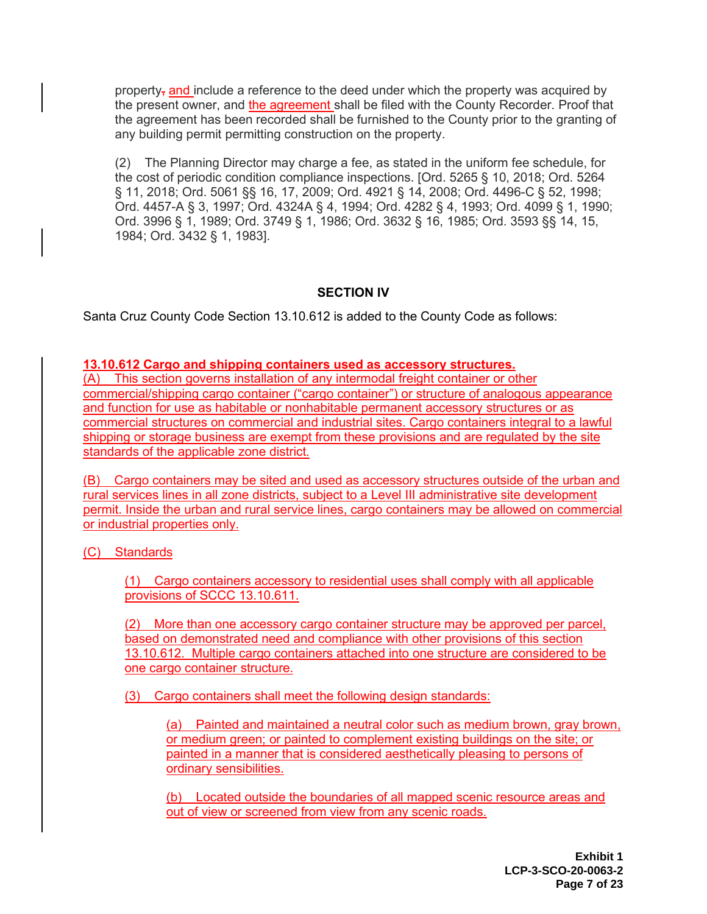property, and include a reference to the deed under which the property was acquired by the present owner, and the agreement shall be filed with the County Recorder. Proof that the agreement has been recorded shall be furnished to the County prior to the granting of any building permit permitting construction on the property.

(2) The Planning Director may charge a fee, as stated in the uniform fee schedule, for the cost of periodic condition compliance inspections. [Ord. 5265 § 10, 2018; Ord. 5264 § 11, 2018; Ord. 5061 §§ 16, 17, 2009; Ord. 4921 § 14, 2008; Ord. 4496-C § 52, 1998; Ord. 4457-A § 3, 1997; Ord. 4324A § 4, 1994; Ord. 4282 § 4, 1993; Ord. 4099 § 1, 1990; Ord. 3996 § 1, 1989; Ord. 3749 § 1, 1986; Ord. 3632 § 16, 1985; Ord. 3593 §§ 14, 15, 1984; Ord. 3432 § 1, 1983].

## SECTION IV

Santa Cruz County Code Section 13.10.612 is added to the County Code as follows:

**13.10.612 Cargo and shipping containers used as accessory structures.**

(A) This section governs installation of any intermodal freight container or other commercial/shipping cargo container ("cargo container") or structure of analogous appearance and function for use as habitable or nonhabitable permanent accessory structures or as commercial structures on commercial and industrial sites. Cargo containers integral to a lawful shipping or storage business are exempt from these provisions and are regulated by the site standards of the applicable zone district.

(B) Cargo containers may be sited and used as accessory structures outside of the urban and rural services lines in all zone districts, subject to a Level III administrative site development permit. Inside the urban and rural service lines, cargo containers may be allowed on commercial or industrial properties only.

(C) Standards

(1) Cargo containers accessory to residential uses shall comply with all applicable provisions of SCCC 13.10.611.

(2) More than one accessory cargo container structure may be approved per parcel, based on demonstrated need and compliance with other provisions of this section 13.10.612. Multiple cargo containers attached into one structure are considered to be one cargo container structure.

(3) Cargo containers shall meet the following design standards:

(a) Painted and maintained a neutral color such as medium brown, gray brown, or medium green; or painted to complement existing buildings on the site; or painted in a manner that is considered aesthetically pleasing to persons of ordinary sensibilities.

(b) Located outside the boundaries of all mapped scenic resource areas and out of view or screened from view from any scenic roads.

**Exhibit 1**
**LCP-3-SCO-20-0063-2**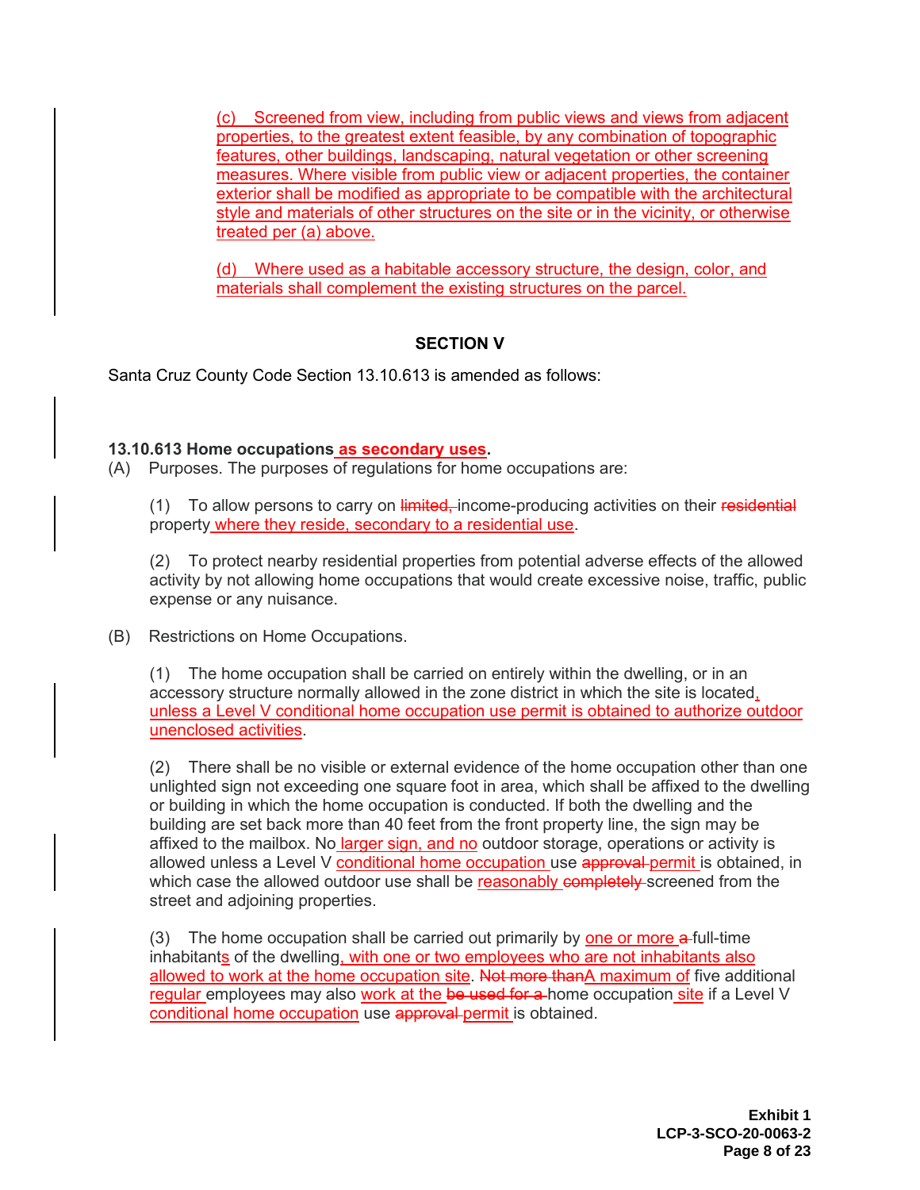(c) Screened from view, including from public views and views from adjacent properties, to the greatest extent feasible, by any combination of topographic features, other buildings, landscaping, natural vegetation or other screening measures. Where visible from public view or adjacent properties, the container exterior shall be modified as appropriate to be compatible with the architectural style and materials of other structures on the site or in the vicinity, or otherwise treated per (a) above.

(d) Where used as a habitable accessory structure, the design, color, and materials shall complement the existing structures on the parcel.

**SECTION V**

Santa Cruz County Code Section 13.10.613 is amended as follows:

**13.10.613 Home occupations as secondary uses.**

(A) Purposes. The purposes of regulations for home occupations are:

(1) To allow persons to carry on ~~limited,~~ income-producing activities on their ~~residential~~ property where they reside, secondary to a residential use.

(2) To protect nearby residential properties from potential adverse effects of the allowed activity by not allowing home occupations that would create excessive noise, traffic, public expense or any nuisance.

(B) Restrictions on Home Occupations.

(1) The home occupation shall be carried on entirely within the dwelling, or in an accessory structure normally allowed in the zone district in which the site is located, unless a Level V conditional home occupation use permit is obtained to authorize outdoor unenclosed activities.

(2) There shall be no visible or external evidence of the home occupation other than one unlighted sign not exceeding one square foot in area, which shall be affixed to the dwelling or building in which the home occupation is conducted. If both the dwelling and the building are set back more than 40 feet from the front property line, the sign may be affixed to the mailbox. No larger sign, and no outdoor storage, operations or activity is allowed unless a Level V conditional home occupation use ~~approval~~ permit is obtained, in which case the allowed outdoor use shall be reasonably ~~completely~~ screened from the street and adjoining properties.

(3) The home occupation shall be carried out primarily by one or more ~~a~~ full-time inhabitants of the dwelling, with one or two employees who are not inhabitants also allowed to work at the home occupation site. ~~Not more than~~A maximum of five additional regular employees may also work at the ~~be used for a~~ home occupation site if a Level V conditional home occupation use ~~approval~~ permit is obtained.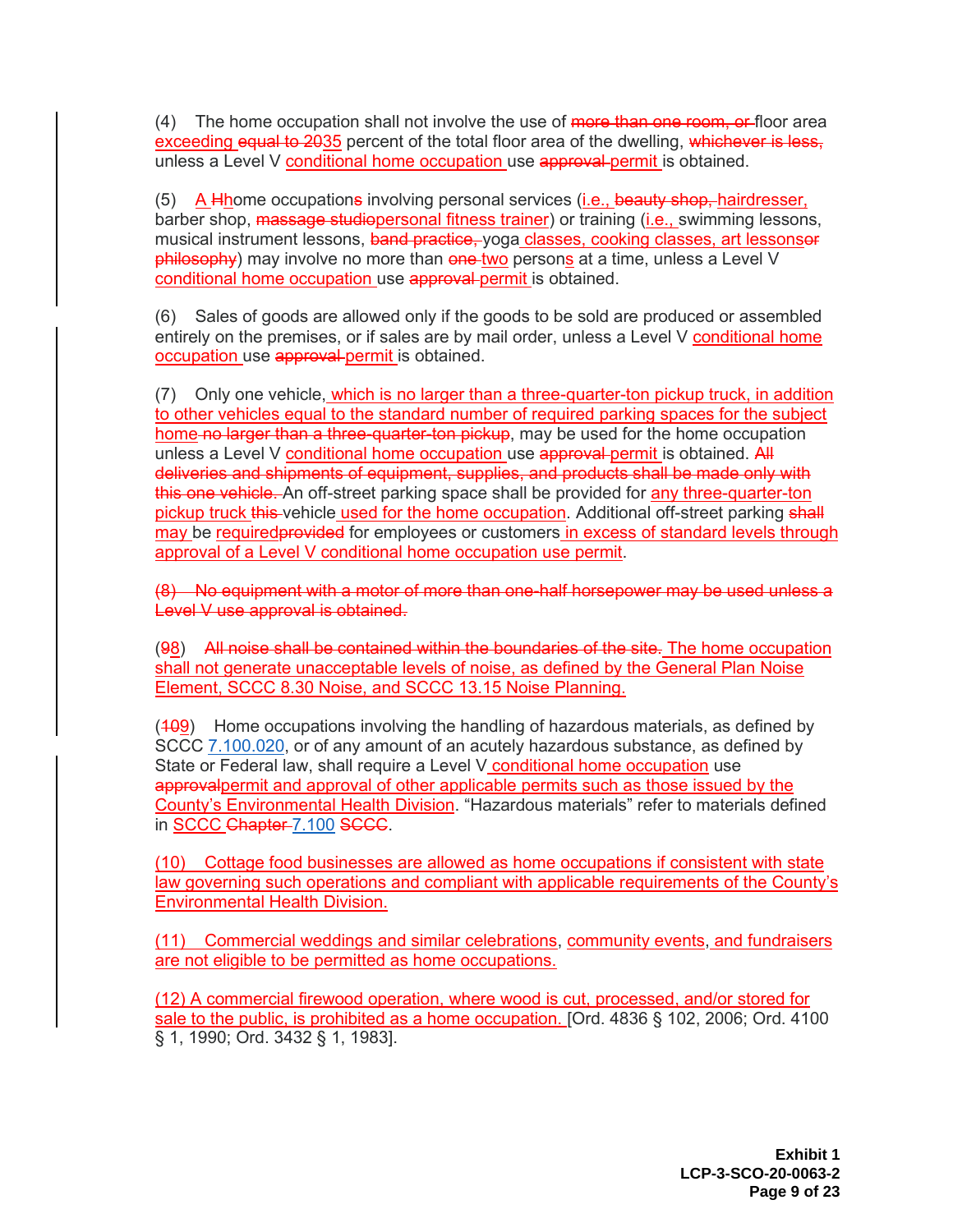(4) The home occupation shall not involve the use of ~~more than one room, or~~ floor area <u>exceeding</u> ~~equal to 20~~<u>35</u> percent of the total floor area of the dwelling, ~~whichever is less,~~ unless a Level V <u>conditional home occupation</u> use ~~approval~~ <u>permit</u> is obtained.

(5) <u>A</u> ~~H~~<u>h</u>ome occupation~~s~~ involving personal services (<u>i.e.,</u> ~~beauty shop,~~ <u>hairdresser,</u> barber shop, ~~massage studio~~<u>personal fitness trainer</u>) or training (<u>i.e.,</u> swimming lessons, musical instrument lessons, ~~band practice,~~ yoga <u>classes, cooking classes, art lessons</u>~~or philosophy~~) may involve no more than ~~one~~ <u>two</u> person<u>s</u> at a time, unless a Level V <u>conditional home occupation</u> use ~~approval~~ <u>permit</u> is obtained.

(6) Sales of goods are allowed only if the goods to be sold are produced or assembled entirely on the premises, or if sales are by mail order, unless a Level V <u>conditional home occupation</u> use ~~approval~~ <u>permit</u> is obtained.

(7) Only one vehicle<u>, which is no larger than a three-quarter-ton pickup truck, in addition to other vehicles equal to the standard number of required parking spaces for the subject home</u> ~~no larger than a three-quarter-ton pickup~~, may be used for the home occupation unless a Level V <u>conditional home occupation</u> use ~~approval~~ <u>permit</u> is obtained. ~~All deliveries and shipments of equipment, supplies, and products shall be made only with this one vehicle.~~ An off-street parking space shall be provided for <u>any three-quarter-ton pickup truck</u> ~~this~~ vehicle <u>used for the home occupation</u>. Additional off-street parking ~~shall~~ <u>may</u> be <u>required</u>~~provided~~ for employees or customers <u>in excess of standard levels through approval of a Level V conditional home occupation use permit</u>.

~~(8) No equipment with a motor of more than one-half horsepower may be used unless a Level V use approval is obtained.~~

(~~9~~<u>8</u>) ~~All noise shall be contained within the boundaries of the site.~~ <u>The home occupation shall not generate unacceptable levels of noise, as defined by the General Plan Noise Element, SCCC 8.30 Noise, and SCCC 13.15 Noise Planning.</u>

(~~10~~<u>9</u>) Home occupations involving the handling of hazardous materials, as defined by SCCC 7.100.020, or of any amount of an acutely hazardous substance, as defined by State or Federal law, shall require a Level V <u>conditional home occupation</u> use ~~approval~~<u>permit and approval of other applicable permits such as those issued by the County's Environmental Health Division</u>. "Hazardous materials" refer to materials defined in <u>SCCC</u> ~~Chapter~~ 7.100 ~~SCCC~~.

<u>(10) Cottage food businesses are allowed as home occupations if consistent with state law governing such operations and compliant with applicable requirements of the County's Environmental Health Division.</u>

<u>(11) Commercial weddings and similar celebrations, community events, and fundraisers are not eligible to be permitted as home occupations.</u>

<u>(12) A commercial firewood operation, where wood is cut, processed, and/or stored for sale to the public, is prohibited as a home occupation.</u> [Ord. 4836 § 102, 2006; Ord. 4100 § 1, 1990; Ord. 3432 § 1, 1983].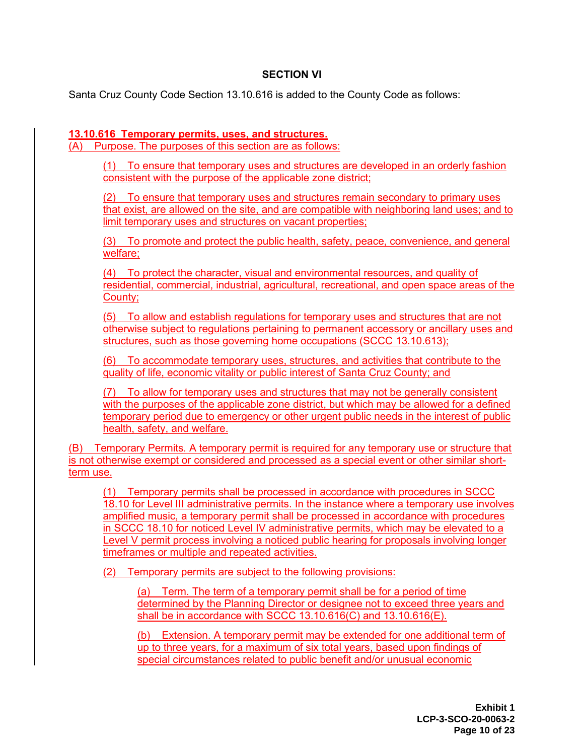**SECTION VI**

Santa Cruz County Code Section 13.10.616 is added to the County Code as follows:

**13.10.616 Temporary permits, uses, and structures.**

(A) Purpose. The purposes of this section are as follows:

(1) To ensure that temporary uses and structures are developed in an orderly fashion consistent with the purpose of the applicable zone district;

(2) To ensure that temporary uses and structures remain secondary to primary uses that exist, are allowed on the site, and are compatible with neighboring land uses; and to limit temporary uses and structures on vacant properties;

(3) To promote and protect the public health, safety, peace, convenience, and general welfare;

(4) To protect the character, visual and environmental resources, and quality of residential, commercial, industrial, agricultural, recreational, and open space areas of the County;

(5) To allow and establish regulations for temporary uses and structures that are not otherwise subject to regulations pertaining to permanent accessory or ancillary uses and structures, such as those governing home occupations (SCCC 13.10.613);

(6) To accommodate temporary uses, structures, and activities that contribute to the quality of life, economic vitality or public interest of Santa Cruz County; and

(7) To allow for temporary uses and structures that may not be generally consistent with the purposes of the applicable zone district, but which may be allowed for a defined temporary period due to emergency or other urgent public needs in the interest of public health, safety, and welfare.

(B) Temporary Permits. A temporary permit is required for any temporary use or structure that is not otherwise exempt or considered and processed as a special event or other similar short-term use.

(1) Temporary permits shall be processed in accordance with procedures in SCCC 18.10 for Level III administrative permits. In the instance where a temporary use involves amplified music, a temporary permit shall be processed in accordance with procedures in SCCC 18.10 for noticed Level IV administrative permits, which may be elevated to a Level V permit process involving a noticed public hearing for proposals involving longer timeframes or multiple and repeated activities.

(2) Temporary permits are subject to the following provisions:

(a) Term. The term of a temporary permit shall be for a period of time determined by the Planning Director or designee not to exceed three years and shall be in accordance with SCCC 13.10.616(C) and 13.10.616(E).

(b) Extension. A temporary permit may be extended for one additional term of up to three years, for a maximum of six total years, based upon findings of special circumstances related to public benefit and/or unusual economic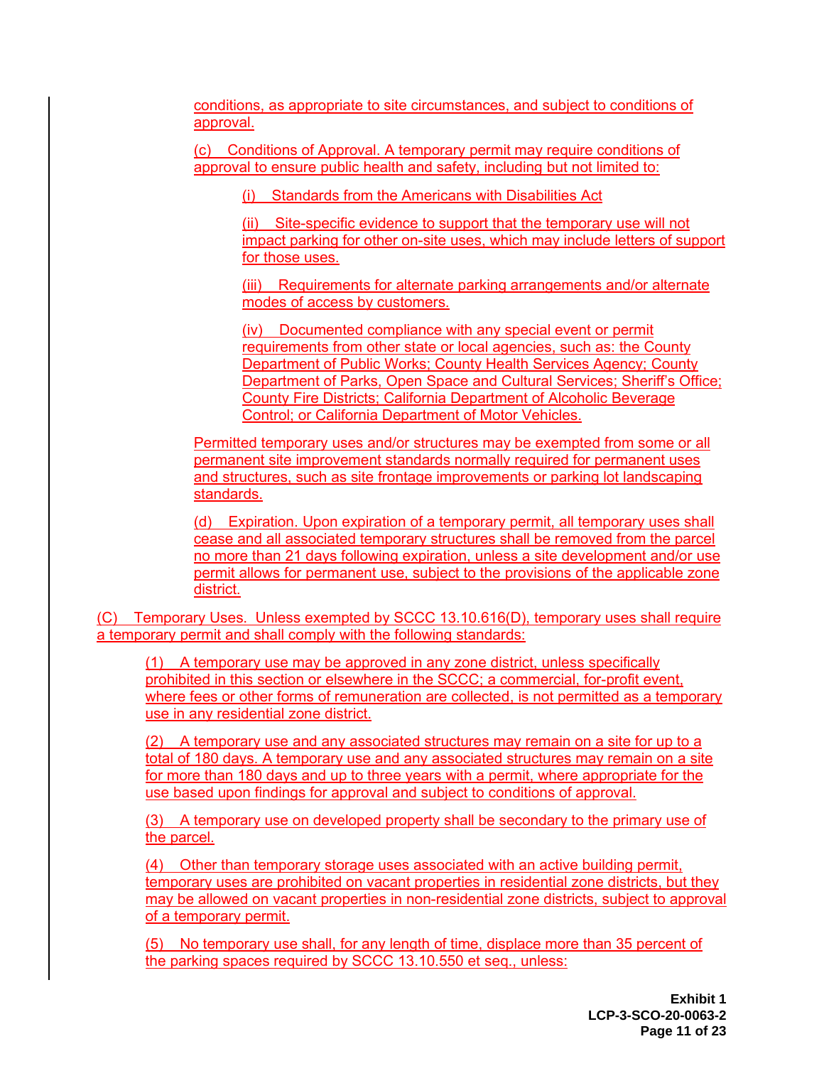conditions, as appropriate to site circumstances, and subject to conditions of approval.

(c) Conditions of Approval. A temporary permit may require conditions of approval to ensure public health and safety, including but not limited to:

(i) Standards from the Americans with Disabilities Act

(ii) Site-specific evidence to support that the temporary use will not impact parking for other on-site uses, which may include letters of support for those uses.

(iii) Requirements for alternate parking arrangements and/or alternate modes of access by customers.

(iv) Documented compliance with any special event or permit requirements from other state or local agencies, such as: the County Department of Public Works; County Health Services Agency; County Department of Parks, Open Space and Cultural Services; Sheriff's Office; County Fire Districts; California Department of Alcoholic Beverage Control; or California Department of Motor Vehicles.

Permitted temporary uses and/or structures may be exempted from some or all permanent site improvement standards normally required for permanent uses and structures, such as site frontage improvements or parking lot landscaping standards.

(d) Expiration. Upon expiration of a temporary permit, all temporary uses shall cease and all associated temporary structures shall be removed from the parcel no more than 21 days following expiration, unless a site development and/or use permit allows for permanent use, subject to the provisions of the applicable zone district.

(C) Temporary Uses. Unless exempted by SCCC 13.10.616(D), temporary uses shall require a temporary permit and shall comply with the following standards:

(1) A temporary use may be approved in any zone district, unless specifically prohibited in this section or elsewhere in the SCCC; a commercial, for-profit event, where fees or other forms of remuneration are collected, is not permitted as a temporary use in any residential zone district.

(2) A temporary use and any associated structures may remain on a site for up to a total of 180 days. A temporary use and any associated structures may remain on a site for more than 180 days and up to three years with a permit, where appropriate for the use based upon findings for approval and subject to conditions of approval.

(3) A temporary use on developed property shall be secondary to the primary use of the parcel.

(4) Other than temporary storage uses associated with an active building permit, temporary uses are prohibited on vacant properties in residential zone districts, but they may be allowed on vacant properties in non-residential zone districts, subject to approval of a temporary permit.

(5) No temporary use shall, for any length of time, displace more than 35 percent of the parking spaces required by SCCC 13.10.550 et seq., unless:

**Exhibit 1**
**LCP-3-SCO-20-0063-2**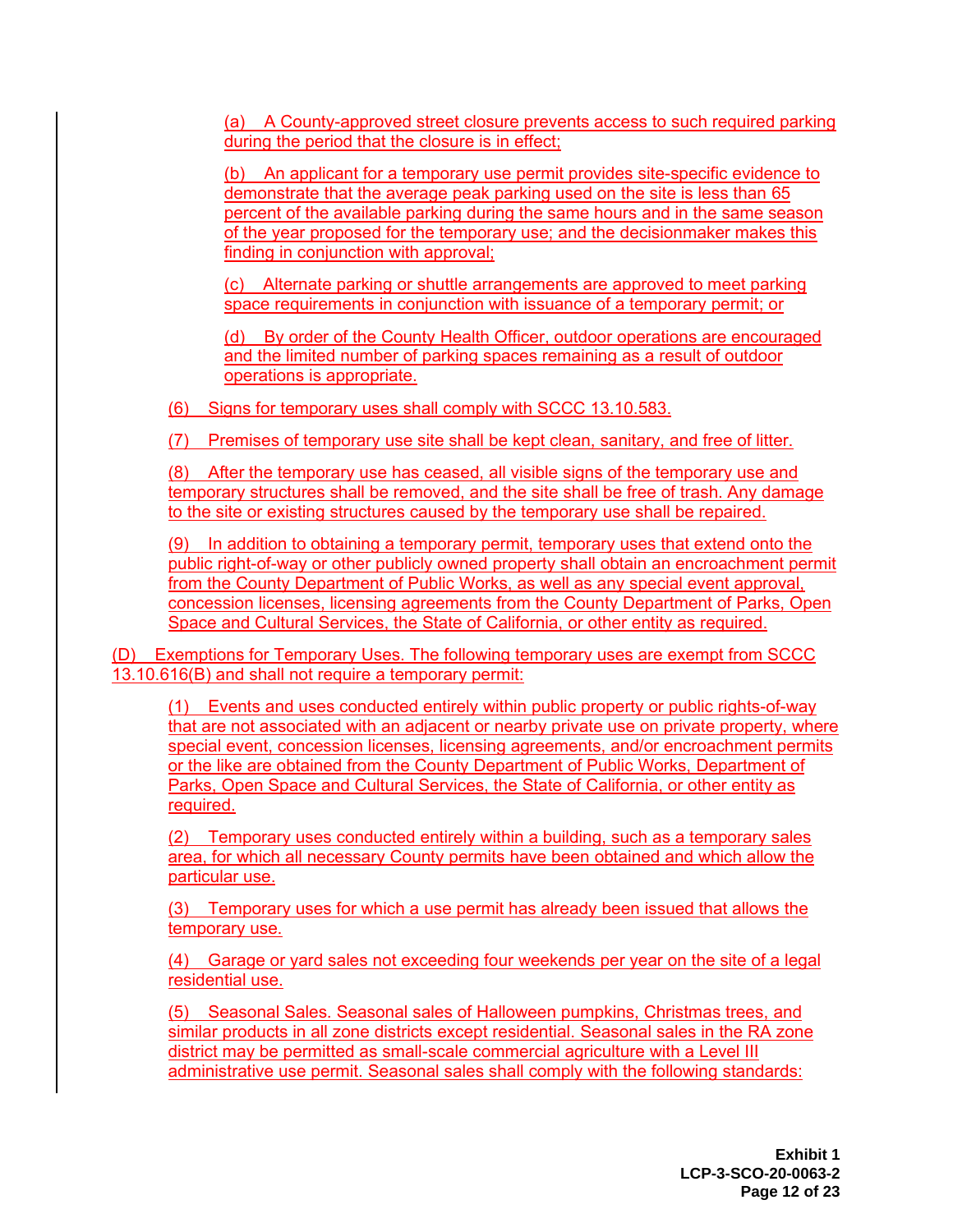(a) A County-approved street closure prevents access to such required parking during the period that the closure is in effect;

(b) An applicant for a temporary use permit provides site-specific evidence to demonstrate that the average peak parking used on the site is less than 65 percent of the available parking during the same hours and in the same season of the year proposed for the temporary use; and the decisionmaker makes this finding in conjunction with approval;

(c) Alternate parking or shuttle arrangements are approved to meet parking space requirements in conjunction with issuance of a temporary permit; or

(d) By order of the County Health Officer, outdoor operations are encouraged and the limited number of parking spaces remaining as a result of outdoor operations is appropriate.

(6) Signs for temporary uses shall comply with SCCC 13.10.583.

(7) Premises of temporary use site shall be kept clean, sanitary, and free of litter.

(8) After the temporary use has ceased, all visible signs of the temporary use and temporary structures shall be removed, and the site shall be free of trash. Any damage to the site or existing structures caused by the temporary use shall be repaired.

(9) In addition to obtaining a temporary permit, temporary uses that extend onto the public right-of-way or other publicly owned property shall obtain an encroachment permit from the County Department of Public Works, as well as any special event approval, concession licenses, licensing agreements from the County Department of Parks, Open Space and Cultural Services, the State of California, or other entity as required.

(D) Exemptions for Temporary Uses. The following temporary uses are exempt from SCCC 13.10.616(B) and shall not require a temporary permit:

(1) Events and uses conducted entirely within public property or public rights-of-way that are not associated with an adjacent or nearby private use on private property, where special event, concession licenses, licensing agreements, and/or encroachment permits or the like are obtained from the County Department of Public Works, Department of Parks, Open Space and Cultural Services, the State of California, or other entity as required.

(2) Temporary uses conducted entirely within a building, such as a temporary sales area, for which all necessary County permits have been obtained and which allow the particular use.

(3) Temporary uses for which a use permit has already been issued that allows the temporary use.

(4) Garage or yard sales not exceeding four weekends per year on the site of a legal residential use.

(5) Seasonal Sales. Seasonal sales of Halloween pumpkins, Christmas trees, and similar products in all zone districts except residential. Seasonal sales in the RA zone district may be permitted as small-scale commercial agriculture with a Level III administrative use permit. Seasonal sales shall comply with the following standards: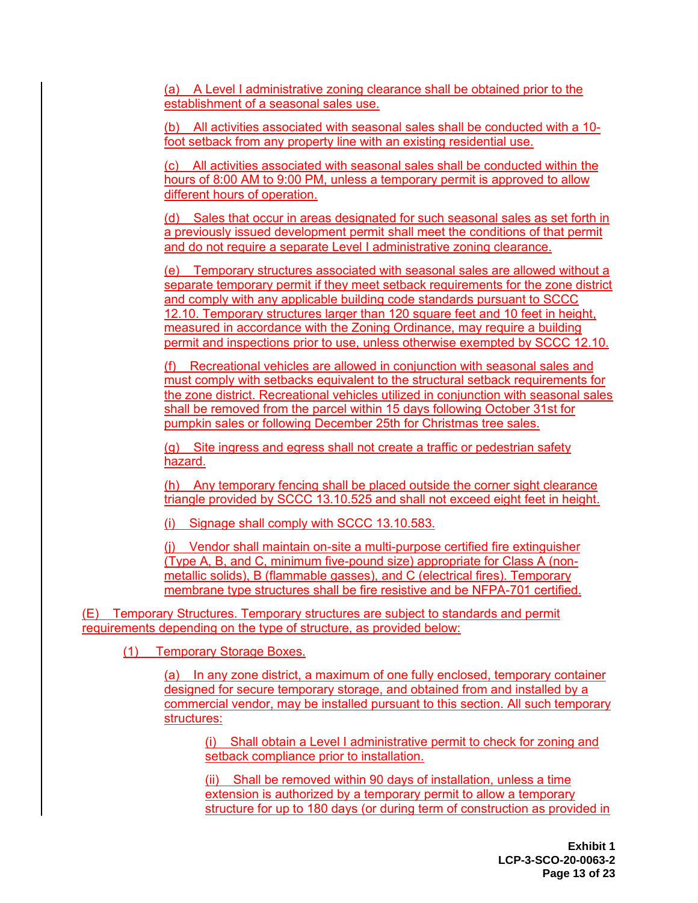(a) A Level I administrative zoning clearance shall be obtained prior to the establishment of a seasonal sales use.

(b) All activities associated with seasonal sales shall be conducted with a 10-foot setback from any property line with an existing residential use.

(c) All activities associated with seasonal sales shall be conducted within the hours of 8:00 AM to 9:00 PM, unless a temporary permit is approved to allow different hours of operation.

(d) Sales that occur in areas designated for such seasonal sales as set forth in a previously issued development permit shall meet the conditions of that permit and do not require a separate Level I administrative zoning clearance.

(e) Temporary structures associated with seasonal sales are allowed without a separate temporary permit if they meet setback requirements for the zone district and comply with any applicable building code standards pursuant to SCCC 12.10. Temporary structures larger than 120 square feet and 10 feet in height, measured in accordance with the Zoning Ordinance, may require a building permit and inspections prior to use, unless otherwise exempted by SCCC 12.10.

(f) Recreational vehicles are allowed in conjunction with seasonal sales and must comply with setbacks equivalent to the structural setback requirements for the zone district. Recreational vehicles utilized in conjunction with seasonal sales shall be removed from the parcel within 15 days following October 31st for pumpkin sales or following December 25th for Christmas tree sales.

(g) Site ingress and egress shall not create a traffic or pedestrian safety hazard.

(h) Any temporary fencing shall be placed outside the corner sight clearance triangle provided by SCCC 13.10.525 and shall not exceed eight feet in height.

(i) Signage shall comply with SCCC 13.10.583.

(j) Vendor shall maintain on-site a multi-purpose certified fire extinguisher (Type A, B, and C, minimum five-pound size) appropriate for Class A (non-metallic solids), B (flammable gasses), and C (electrical fires). Temporary membrane type structures shall be fire resistive and be NFPA-701 certified.

(E) Temporary Structures. Temporary structures are subject to standards and permit requirements depending on the type of structure, as provided below:

(1) Temporary Storage Boxes.

(a) In any zone district, a maximum of one fully enclosed, temporary container designed for secure temporary storage, and obtained from and installed by a commercial vendor, may be installed pursuant to this section. All such temporary structures:

(i) Shall obtain a Level I administrative permit to check for zoning and setback compliance prior to installation.

(ii) Shall be removed within 90 days of installation, unless a time extension is authorized by a temporary permit to allow a temporary structure for up to 180 days (or during term of construction as provided in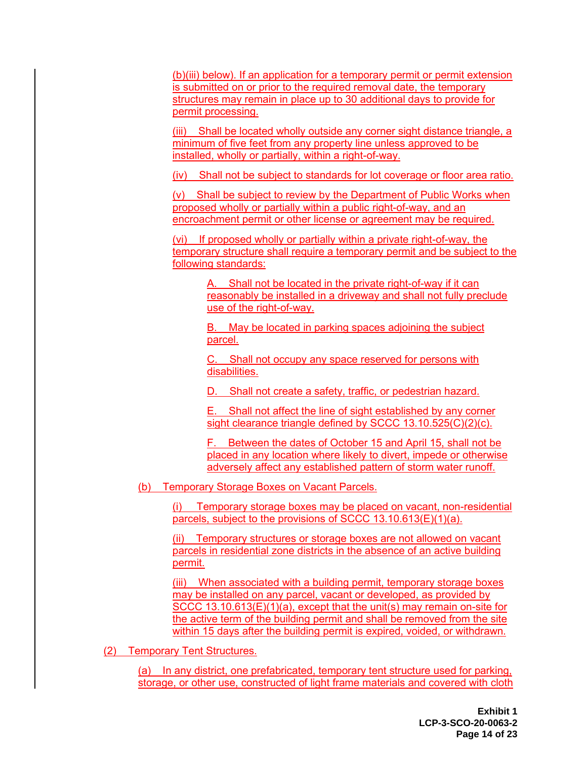(b)(iii) below). If an application for a temporary permit or permit extension is submitted on or prior to the required removal date, the temporary structures may remain in place up to 30 additional days to provide for permit processing.

(iii) Shall be located wholly outside any corner sight distance triangle, a minimum of five feet from any property line unless approved to be installed, wholly or partially, within a right-of-way.

(iv) Shall not be subject to standards for lot coverage or floor area ratio.

(v) Shall be subject to review by the Department of Public Works when proposed wholly or partially within a public right-of-way, and an encroachment permit or other license or agreement may be required.

(vi) If proposed wholly or partially within a private right-of-way, the temporary structure shall require a temporary permit and be subject to the following standards:

A. Shall not be located in the private right-of-way if it can reasonably be installed in a driveway and shall not fully preclude use of the right-of-way.

B. May be located in parking spaces adjoining the subject parcel.

C. Shall not occupy any space reserved for persons with disabilities.

D. Shall not create a safety, traffic, or pedestrian hazard.

E. Shall not affect the line of sight established by any corner sight clearance triangle defined by SCCC 13.10.525(C)(2)(c).

F. Between the dates of October 15 and April 15, shall not be placed in any location where likely to divert, impede or otherwise adversely affect any established pattern of storm water runoff.

(b) Temporary Storage Boxes on Vacant Parcels.

(i) Temporary storage boxes may be placed on vacant, non-residential parcels, subject to the provisions of SCCC 13.10.613(E)(1)(a).

(ii) Temporary structures or storage boxes are not allowed on vacant parcels in residential zone districts in the absence of an active building permit.

(iii) When associated with a building permit, temporary storage boxes may be installed on any parcel, vacant or developed, as provided by SCCC 13.10.613(E)(1)(a), except that the unit(s) may remain on-site for the active term of the building permit and shall be removed from the site within 15 days after the building permit is expired, voided, or withdrawn.

(2) Temporary Tent Structures.

(a) In any district, one prefabricated, temporary tent structure used for parking, storage, or other use, constructed of light frame materials and covered with cloth

**Exhibit 1**
**LCP-3-SCO-20-0063-2**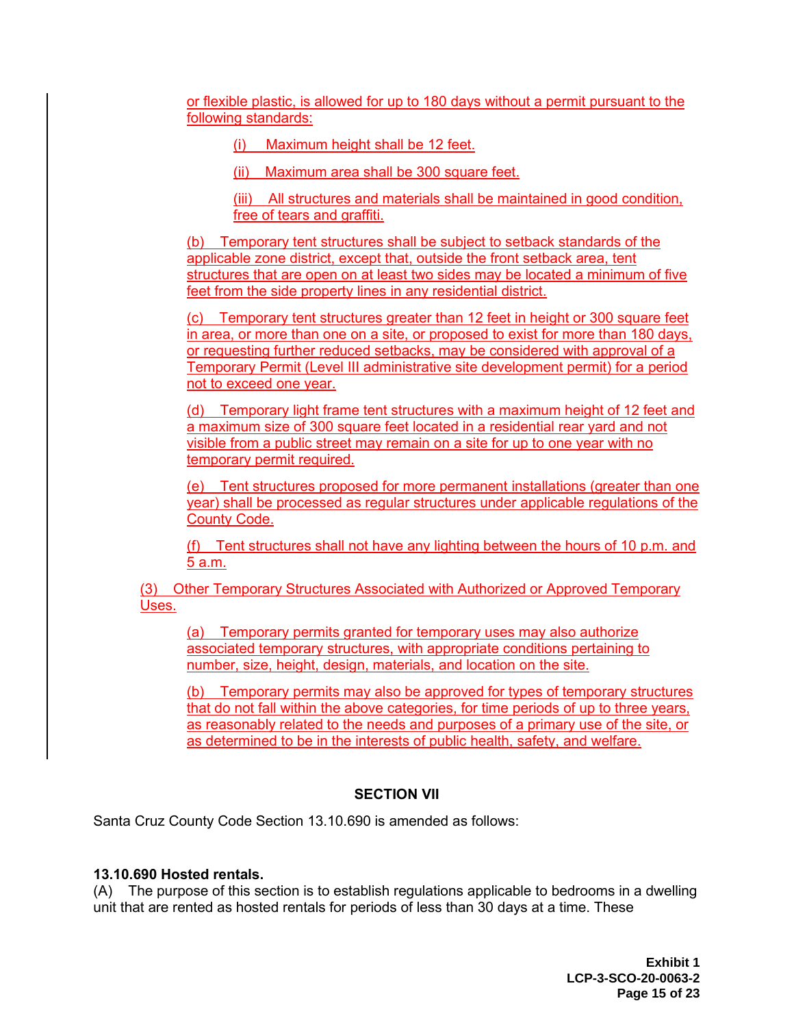or flexible plastic, is allowed for up to 180 days without a permit pursuant to the following standards:

(i) Maximum height shall be 12 feet.

(ii) Maximum area shall be 300 square feet.

(iii) All structures and materials shall be maintained in good condition, free of tears and graffiti.

(b) Temporary tent structures shall be subject to setback standards of the applicable zone district, except that, outside the front setback area, tent structures that are open on at least two sides may be located a minimum of five feet from the side property lines in any residential district.

(c) Temporary tent structures greater than 12 feet in height or 300 square feet in area, or more than one on a site, or proposed to exist for more than 180 days, or requesting further reduced setbacks, may be considered with approval of a Temporary Permit (Level III administrative site development permit) for a period not to exceed one year.

(d) Temporary light frame tent structures with a maximum height of 12 feet and a maximum size of 300 square feet located in a residential rear yard and not visible from a public street may remain on a site for up to one year with no temporary permit required.

(e) Tent structures proposed for more permanent installations (greater than one year) shall be processed as regular structures under applicable regulations of the County Code.

(f) Tent structures shall not have any lighting between the hours of 10 p.m. and 5 a.m.

(3) Other Temporary Structures Associated with Authorized or Approved Temporary Uses.

(a) Temporary permits granted for temporary uses may also authorize associated temporary structures, with appropriate conditions pertaining to number, size, height, design, materials, and location on the site.

(b) Temporary permits may also be approved for types of temporary structures that do not fall within the above categories, for time periods of up to three years, as reasonably related to the needs and purposes of a primary use of the site, or as determined to be in the interests of public health, safety, and welfare.

## SECTION VII

Santa Cruz County Code Section 13.10.690 is amended as follows:

**13.10.690 Hosted rentals.**

(A) The purpose of this section is to establish regulations applicable to bedrooms in a dwelling unit that are rented as hosted rentals for periods of less than 30 days at a time. These

Exhibit 1
LCP-3-SCO-20-0063-2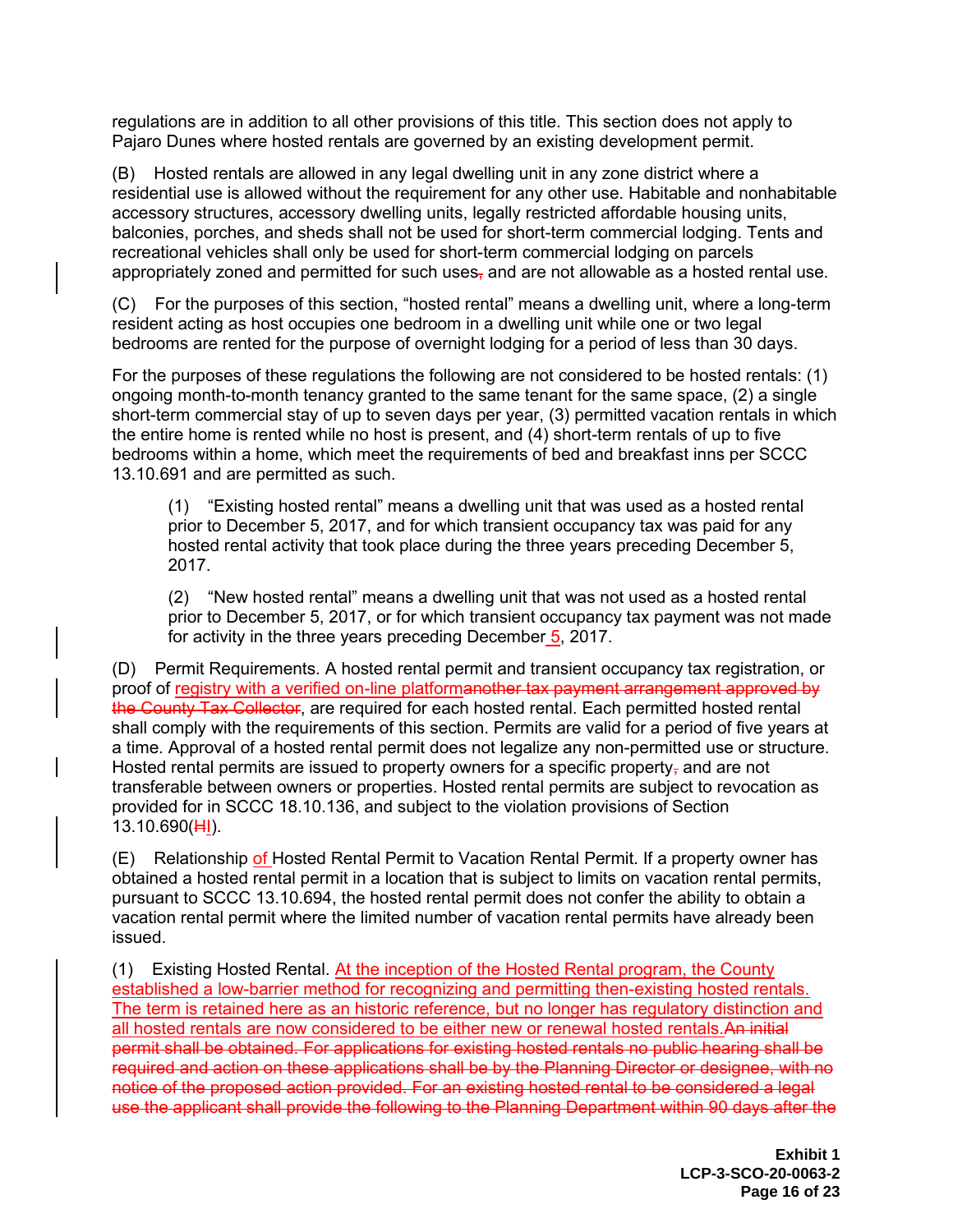regulations are in addition to all other provisions of this title. This section does not apply to Pajaro Dunes where hosted rentals are governed by an existing development permit.

(B) Hosted rentals are allowed in any legal dwelling unit in any zone district where a residential use is allowed without the requirement for any other use. Habitable and nonhabitable accessory structures, accessory dwelling units, legally restricted affordable housing units, balconies, porches, and sheds shall not be used for short-term commercial lodging. Tents and recreational vehicles shall only be used for short-term commercial lodging on parcels appropriately zoned and permitted for such uses~~,~~ and are not allowable as a hosted rental use.

(C) For the purposes of this section, "hosted rental" means a dwelling unit, where a long-term resident acting as host occupies one bedroom in a dwelling unit while one or two legal bedrooms are rented for the purpose of overnight lodging for a period of less than 30 days.

For the purposes of these regulations the following are not considered to be hosted rentals: (1) ongoing month-to-month tenancy granted to the same tenant for the same space, (2) a single short-term commercial stay of up to seven days per year, (3) permitted vacation rentals in which the entire home is rented while no host is present, and (4) short-term rentals of up to five bedrooms within a home, which meet the requirements of bed and breakfast inns per SCCC 13.10.691 and are permitted as such.

> (1) "Existing hosted rental" means a dwelling unit that was used as a hosted rental prior to December 5, 2017, and for which transient occupancy tax was paid for any hosted rental activity that took place during the three years preceding December 5, 2017.
>
> (2) "New hosted rental" means a dwelling unit that was not used as a hosted rental prior to December 5, 2017, or for which transient occupancy tax payment was not made for activity in the three years preceding December <u>5</u>, 2017.

(D) Permit Requirements. A hosted rental permit and transient occupancy tax registration, or proof of <u>registry with a verified on-line platform</u>~~another tax payment arrangement approved by the County Tax Collector~~, are required for each hosted rental. Each permitted hosted rental shall comply with the requirements of this section. Permits are valid for a period of five years at a time. Approval of a hosted rental permit does not legalize any non-permitted use or structure. Hosted rental permits are issued to property owners for a specific property~~,~~ and are not transferable between owners or properties. Hosted rental permits are subject to revocation as provided for in SCCC 18.10.136, and subject to the violation provisions of Section 13.10.690(~~H~~<u>I</u>).

(E) Relationship <u>of</u> Hosted Rental Permit to Vacation Rental Permit. If a property owner has obtained a hosted rental permit in a location that is subject to limits on vacation rental permits, pursuant to SCCC 13.10.694, the hosted rental permit does not confer the ability to obtain a vacation rental permit where the limited number of vacation rental permits have already been issued.

(1) Existing Hosted Rental. <u>At the inception of the Hosted Rental program, the County established a low-barrier method for recognizing and permitting then-existing hosted rentals. The term is retained here as an historic reference, but no longer has regulatory distinction and all hosted rentals are now considered to be either new or renewal hosted rentals.</u>~~An initial permit shall be obtained. For applications for existing hosted rentals no public hearing shall be required and action on these applications shall be by the Planning Director or designee, with no notice of the proposed action provided. For an existing hosted rental to be considered a legal use the applicant shall provide the following to the Planning Department within 90 days after the~~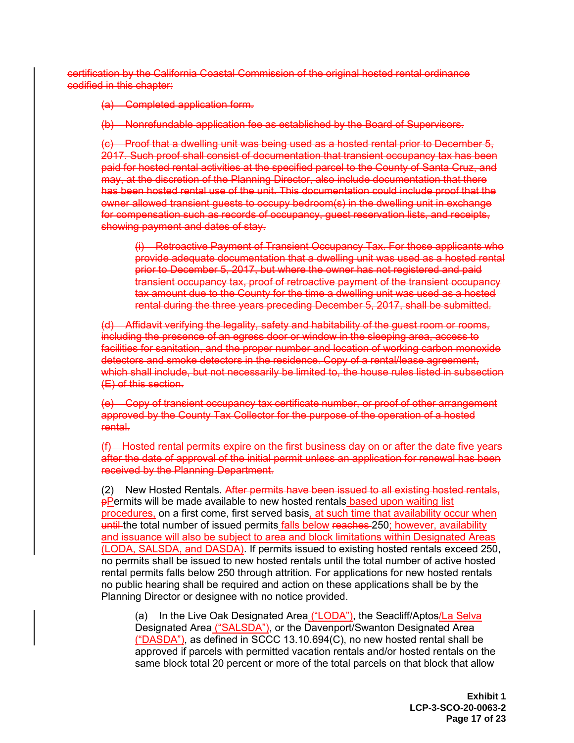~~certification by the California Coastal Commission of the original hosted rental ordinance codified in this chapter:~~

~~(a) Completed application form.~~

~~(b) Nonrefundable application fee as established by the Board of Supervisors.~~

~~(c) Proof that a dwelling unit was being used as a hosted rental prior to December 5, 2017. Such proof shall consist of documentation that transient occupancy tax has been paid for hosted rental activities at the specified parcel to the County of Santa Cruz, and may, at the discretion of the Planning Director, also include documentation that there has been hosted rental use of the unit. This documentation could include proof that the owner allowed transient guests to occupy bedroom(s) in the dwelling unit in exchange for compensation such as records of occupancy, guest reservation lists, and receipts, showing payment and dates of stay.~~

~~(i) Retroactive Payment of Transient Occupancy Tax. For those applicants who provide adequate documentation that a dwelling unit was used as a hosted rental prior to December 5, 2017, but where the owner has not registered and paid transient occupancy tax, proof of retroactive payment of the transient occupancy tax amount due to the County for the time a dwelling unit was used as a hosted rental during the three years preceding December 5, 2017, shall be submitted.~~

~~(d) Affidavit verifying the legality, safety and habitability of the guest room or rooms, including the presence of an egress door or window in the sleeping area, access to facilities for sanitation, and the proper number and location of working carbon monoxide detectors and smoke detectors in the residence. Copy of a rental/lease agreement, which shall include, but not necessarily be limited to, the house rules listed in subsection (E) of this section.~~

~~(e) Copy of transient occupancy tax certificate number, or proof of other arrangement approved by the County Tax Collector for the purpose of the operation of a hosted rental.~~

~~(f) Hosted rental permits expire on the first business day on or after the date five years after the date of approval of the initial permit unless an application for renewal has been received by the Planning Department.~~

(2) New Hosted Rentals. ~~After permits have been issued to all existing hosted rentals, p~~Permits will be made available to new hosted rentals based upon waiting list procedures, on a first come, first served basis, at such time that availability occur when ~~until~~ the total number of issued permits falls below ~~reaches~~ 250; however, availability and issuance will also be subject to area and block limitations within Designated Areas (LODA, SALSDA, and DASDA). If permits issued to existing hosted rentals exceed 250, no permits shall be issued to new hosted rentals until the total number of active hosted rental permits falls below 250 through attrition. For applications for new hosted rentals no public hearing shall be required and action on these applications shall be by the Planning Director or designee with no notice provided.

(a) In the Live Oak Designated Area ("LODA"), the Seacliff/Aptos/La Selva Designated Area ("SALSDA"), or the Davenport/Swanton Designated Area ("DASDA"), as defined in SCCC 13.10.694(C), no new hosted rental shall be approved if parcels with permitted vacation rentals and/or hosted rentals on the same block total 20 percent or more of the total parcels on that block that allow

**Exhibit 1**
**LCP-3-SCO-20-0063-2**
**Page 17 of 23**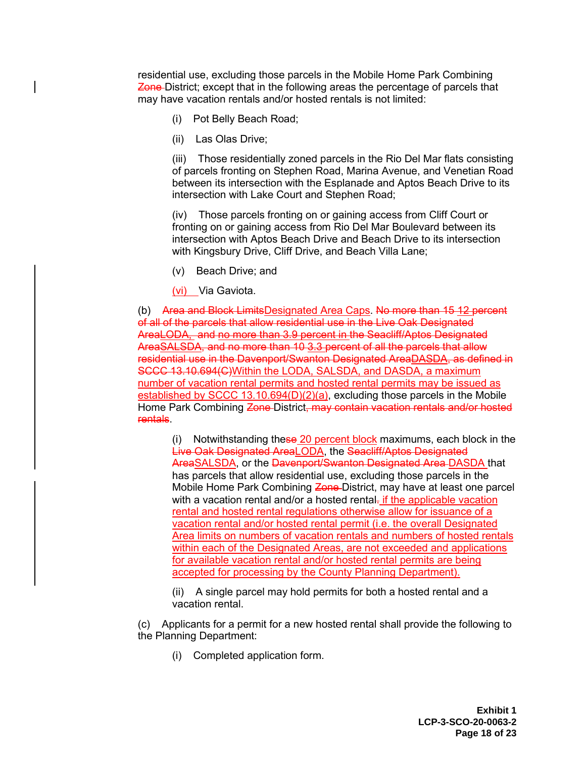residential use, excluding those parcels in the Mobile Home Park Combining ~~Zone~~ District; except that in the following areas the percentage of parcels that may have vacation rentals and/or hosted rentals is not limited:

(i) Pot Belly Beach Road;

(ii) Las Olas Drive;

(iii) Those residentially zoned parcels in the Rio Del Mar flats consisting of parcels fronting on Stephen Road, Marina Avenue, and Venetian Road between its intersection with the Esplanade and Aptos Beach Drive to its intersection with Lake Court and Stephen Road;

(iv) Those parcels fronting on or gaining access from Cliff Court or fronting on or gaining access from Rio Del Mar Boulevard between its intersection with Aptos Beach Drive and Beach Drive to its intersection with Kingsbury Drive, Cliff Drive, and Beach Villa Lane;

(v) Beach Drive; and

<u>(vi)</u> Via Gaviota.

(b) ~~Area and Block Limits~~<u>Designated Area Caps</u>. ~~No more than 15 12 percent of all of the parcels that allow residential use in the Live Oak Designated Area~~<u>LODA</u>, ~~and no more than 3.9 percent in the Seacliff/Aptos Designated Area~~<u>SALSDA</u>, ~~and no more than 10 3.3 percent of all the parcels that allow residential use in the Davenport/Swanton Designated Area~~<u>DASDA</u>, ~~as defined in SCCC 13.10.694(C)~~<u>Within the LODA, SALSDA, and DASDA, a maximum number of vacation rental permits and hosted rental permits may be issued as established by SCCC 13.10.694(D)(2)(a)</u>, excluding those parcels in the Mobile Home Park Combining ~~Zone~~ District~~, may contain vacation rentals and/or hosted rentals~~.

(i) Notwithstanding the~~se~~ <u>20 percent block</u> maximums, each block in the ~~Live Oak Designated Area~~<u>LODA</u>, the ~~Seacliff/Aptos Designated Area~~<u>SALSDA</u>, or the ~~Davenport/Swanton Designated Area~~ <u>DASDA</u> that has parcels that allow residential use, excluding those parcels in the Mobile Home Park Combining ~~Zone~~ District, may have at least one parcel with a vacation rental and/or a hosted rental~~.~~ <u>if the applicable vacation rental and hosted rental regulations otherwise allow for issuance of a vacation rental and/or hosted rental permit (i.e. the overall Designated Area limits on numbers of vacation rentals and numbers of hosted rentals within each of the Designated Areas, are not exceeded and applications for available vacation rental and/or hosted rental permits are being accepted for processing by the County Planning Department).</u>

(ii) A single parcel may hold permits for both a hosted rental and a vacation rental.

(c) Applicants for a permit for a new hosted rental shall provide the following to the Planning Department:

(i) Completed application form.

**Exhibit 1**
**LCP-3-SCO-20-0063-2**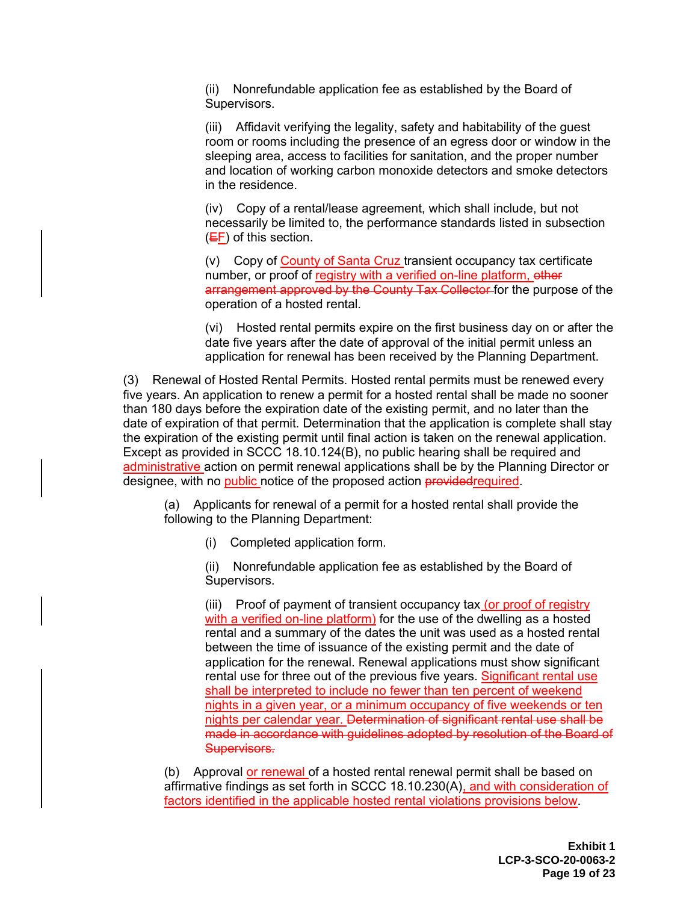(ii) Nonrefundable application fee as established by the Board of Supervisors.

(iii) Affidavit verifying the legality, safety and habitability of the guest room or rooms including the presence of an egress door or window in the sleeping area, access to facilities for sanitation, and the proper number and location of working carbon monoxide detectors and smoke detectors in the residence.

(iv) Copy of a rental/lease agreement, which shall include, but not necessarily be limited to, the performance standards listed in subsection (~~E~~F) of this section.

(v) Copy of County of Santa Cruz transient occupancy tax certificate number, or proof of registry with a verified on-line platform, ~~other arrangement approved by the County Tax Collector~~ for the purpose of the operation of a hosted rental.

(vi) Hosted rental permits expire on the first business day on or after the date five years after the date of approval of the initial permit unless an application for renewal has been received by the Planning Department.

(3) Renewal of Hosted Rental Permits. Hosted rental permits must be renewed every five years. An application to renew a permit for a hosted rental shall be made no sooner than 180 days before the expiration date of the existing permit, and no later than the date of expiration of that permit. Determination that the application is complete shall stay the expiration of the existing permit until final action is taken on the renewal application. Except as provided in SCCC 18.10.124(B), no public hearing shall be required and administrative action on permit renewal applications shall be by the Planning Director or designee, with no public notice of the proposed action ~~provided~~required.

(a) Applicants for renewal of a permit for a hosted rental shall provide the following to the Planning Department:

(i) Completed application form.

(ii) Nonrefundable application fee as established by the Board of Supervisors.

(iii) Proof of payment of transient occupancy tax (or proof of registry with a verified on-line platform) for the use of the dwelling as a hosted rental and a summary of the dates the unit was used as a hosted rental between the time of issuance of the existing permit and the date of application for the renewal. Renewal applications must show significant rental use for three out of the previous five years. Significant rental use shall be interpreted to include no fewer than ten percent of weekend nights in a given year, or a minimum occupancy of five weekends or ten nights per calendar year. ~~Determination of significant rental use shall be made in accordance with guidelines adopted by resolution of the Board of Supervisors.~~

(b) Approval or renewal of a hosted rental renewal permit shall be based on affirmative findings as set forth in SCCC 18.10.230(A), and with consideration of factors identified in the applicable hosted rental violations provisions below.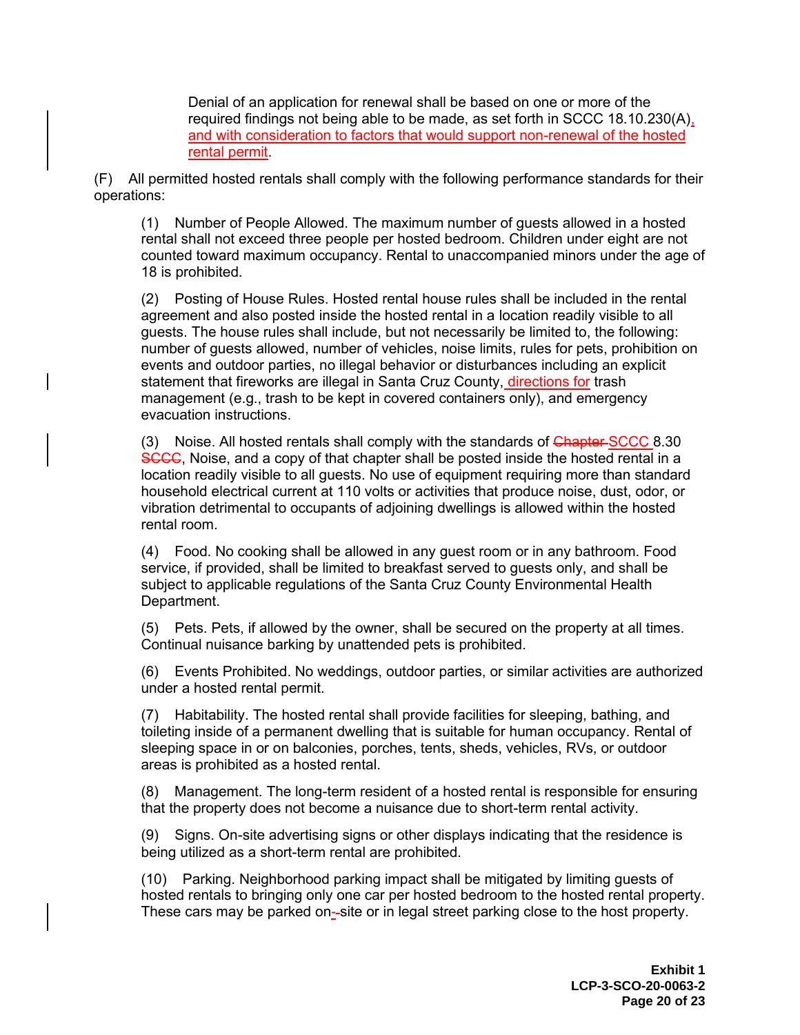Denial of an application for renewal shall be based on one or more of the required findings not being able to be made, as set forth in SCCC 18.10.230(A), and with consideration to factors that would support non-renewal of the hosted rental permit.

(F) All permitted hosted rentals shall comply with the following performance standards for their operations:

(1) Number of People Allowed. The maximum number of guests allowed in a hosted rental shall not exceed three people per hosted bedroom. Children under eight are not counted toward maximum occupancy. Rental to unaccompanied minors under the age of 18 is prohibited.

(2) Posting of House Rules. Hosted rental house rules shall be included in the rental agreement and also posted inside the hosted rental in a location readily visible to all guests. The house rules shall include, but not necessarily be limited to, the following: number of guests allowed, number of vehicles, noise limits, rules for pets, prohibition on events and outdoor parties, no illegal behavior or disturbances including an explicit statement that fireworks are illegal in Santa Cruz County, directions for trash management (e.g., trash to be kept in covered containers only), and emergency evacuation instructions.

(3) Noise. All hosted rentals shall comply with the standards of ~~Chapter~~ SCCC 8.30 ~~SCCC~~, Noise, and a copy of that chapter shall be posted inside the hosted rental in a location readily visible to all guests. No use of equipment requiring more than standard household electrical current at 110 volts or activities that produce noise, dust, odor, or vibration detrimental to occupants of adjoining dwellings is allowed within the hosted rental room.

(4) Food. No cooking shall be allowed in any guest room or in any bathroom. Food service, if provided, shall be limited to breakfast served to guests only, and shall be subject to applicable regulations of the Santa Cruz County Environmental Health Department.

(5) Pets. Pets, if allowed by the owner, shall be secured on the property at all times. Continual nuisance barking by unattended pets is prohibited.

(6) Events Prohibited. No weddings, outdoor parties, or similar activities are authorized under a hosted rental permit.

(7) Habitability. The hosted rental shall provide facilities for sleeping, bathing, and toileting inside of a permanent dwelling that is suitable for human occupancy. Rental of sleeping space in or on balconies, porches, tents, sheds, vehicles, RVs, or outdoor areas is prohibited as a hosted rental.

(8) Management. The long-term resident of a hosted rental is responsible for ensuring that the property does not become a nuisance due to short-term rental activity.

(9) Signs. On-site advertising signs or other displays indicating that the residence is being utilized as a short-term rental are prohibited.

(10) Parking. Neighborhood parking impact shall be mitigated by limiting guests of hosted rentals to bringing only one car per hosted bedroom to the hosted rental property. These cars may be parked on-site or in legal street parking close to the host property.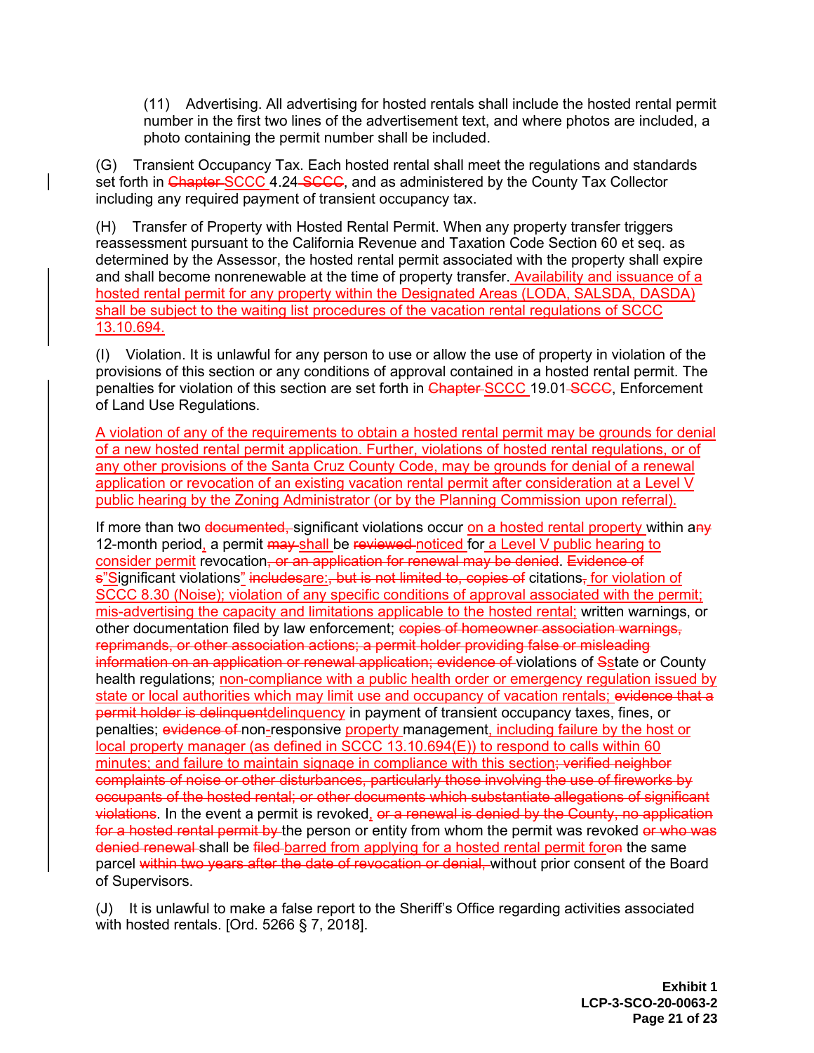(11) Advertising. All advertising for hosted rentals shall include the hosted rental permit number in the first two lines of the advertisement text, and where photos are included, a photo containing the permit number shall be included.

(G) Transient Occupancy Tax. Each hosted rental shall meet the regulations and standards set forth in ~~Chapter~~ <u>SCCC</u> 4.24 ~~SCCC~~, and as administered by the County Tax Collector including any required payment of transient occupancy tax.

(H) Transfer of Property with Hosted Rental Permit. When any property transfer triggers reassessment pursuant to the California Revenue and Taxation Code Section 60 et seq. as determined by the Assessor, the hosted rental permit associated with the property shall expire and shall become nonrenewable at the time of property transfer. <u>Availability and issuance of a hosted rental permit for any property within the Designated Areas (LODA, SALSDA, DASDA) shall be subject to the waiting list procedures of the vacation rental regulations of SCCC 13.10.694.</u>

(I) Violation. It is unlawful for any person to use or allow the use of property in violation of the provisions of this section or any conditions of approval contained in a hosted rental permit. The penalties for violation of this section are set forth in ~~Chapter~~ <u>SCCC</u> 19.01 ~~SCCC~~, Enforcement of Land Use Regulations.

<u>A violation of any of the requirements to obtain a hosted rental permit may be grounds for denial of a new hosted rental permit application. Further, violations of hosted rental regulations, or of any other provisions of the Santa Cruz County Code, may be grounds for denial of a renewal application or revocation of an existing vacation rental permit after consideration at a Level V public hearing by the Zoning Administrator (or by the Planning Commission upon referral).</u>

If more than two ~~documented,~~ significant violations occur <u>on a hosted rental property</u> within a~~ny~~ 12-month period<u>,</u> a permit ~~may~~ <u>shall</u> be ~~reviewed~~ <u>noticed</u> for <u>a Level V public hearing to consider permit</u> revocation~~, or an application for renewal may be denied~~. ~~Evidence of~~ ~~s~~<u>"S</u>ignificant violations<u>"</u> ~~includes~~<u>are:</u>~~, but is not limited to, copies of~~ citations~~,~~ <u>for violation of SCCC 8.30 (Noise); violation of any specific conditions of approval associated with the permit; mis-advertising the capacity and limitations applicable to the hosted rental;</u> written warnings, or other documentation filed by law enforcement; ~~copies of homeowner association warnings, reprimands, or other association actions; a permit holder providing false or misleading information on an application or renewal application; evidence of~~ violations of ~~S~~<u>s</u>tate or County health regulations; <u>non-compliance with a public health order or emergency regulation issued by state or local authorities which may limit use and occupancy of vacation rentals;</u> ~~evidence that a permit holder is delinquent~~<u>delinquency</u> in payment of transient occupancy taxes, fines, or penalties; ~~evidence of~~ non<u>-</u>responsive <u>property</u> management<u>, including failure by the host or local property manager (as defined in SCCC 13.10.694(E)) to respond to calls within 60 minutes; and failure to maintain signage in compliance with this section</u>~~; verified neighbor complaints of noise or other disturbances, particularly those involving the use of fireworks by occupants of the hosted rental; or other documents which substantiate allegations of significant violations~~. In the event a permit is revoked<u>,</u> ~~or a renewal is denied by the County, no application for a hosted rental permit by~~ the person or entity from whom the permit was revoked ~~or who was denied renewal~~ shall be ~~filed~~ <u>barred from applying for a hosted rental permit for</u>~~on~~ the same parcel ~~within two years after the date of revocation or denial,~~ without prior consent of the Board of Supervisors.

(J) It is unlawful to make a false report to the Sheriff's Office regarding activities associated with hosted rentals. [Ord. 5266 § 7, 2018].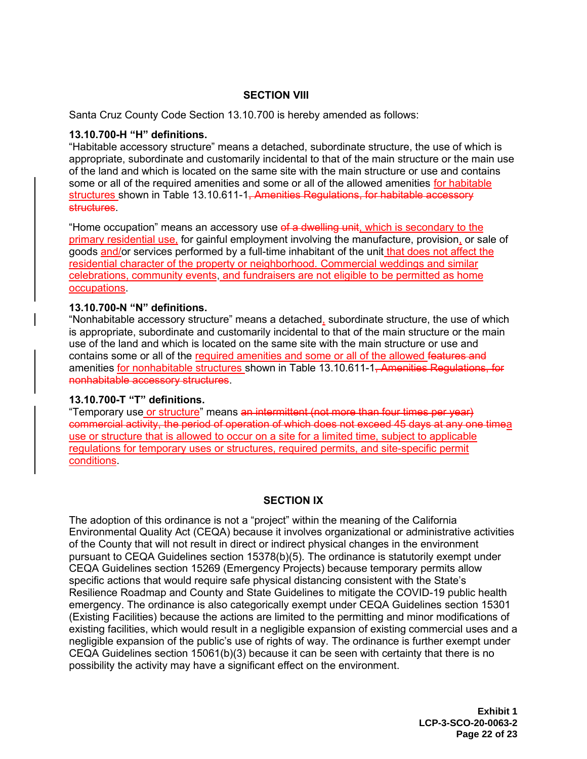**SECTION VIII**

Santa Cruz County Code Section 13.10.700 is hereby amended as follows:

**13.10.700-H "H" definitions.**

"Habitable accessory structure" means a detached, subordinate structure, the use of which is appropriate, subordinate and customarily incidental to that of the main structure or the main use of the land and which is located on the same site with the main structure or use and contains some or all of the required amenities and some or all of the allowed amenities <u>for habitable structures</u> shown in Table 13.10.611-1~~, Amenities Regulations, for habitable accessory structures~~.

"Home occupation" means an accessory use ~~of a dwelling unit~~<u>, which is secondary to the primary residential use,</u> for gainful employment involving the manufacture, provision<u>,</u> or sale of goods <u>and/</u>or services performed by a full-time inhabitant of the unit<u> that does not affect the residential character of the property or neighborhood. Commercial weddings and similar celebrations, community events, and fundraisers are not eligible to be permitted as home occupations</u>.

**13.10.700-N "N" definitions.**

"Nonhabitable accessory structure" means a detached<u>,</u> subordinate structure, the use of which is appropriate, subordinate and customarily incidental to that of the main structure or the main use of the land and which is located on the same site with the main structure or use and contains some or all of the <u>required amenities and some or all of the allowed</u> ~~features and~~ amenities <u>for nonhabitable structures</u> shown in Table 13.10.611-1~~, Amenities Regulations, for nonhabitable accessory structures~~.

**13.10.700-T "T" definitions.**

"Temporary use<u> or structure</u>" means ~~an intermittent (not more than four times per year) commercial activity, the period of operation of which does not exceed 45 days at any one time~~<u>a use or structure that is allowed to occur on a site for a limited time, subject to applicable regulations for temporary uses or structures, required permits, and site-specific permit conditions</u>.

**SECTION IX**

The adoption of this ordinance is not a "project" within the meaning of the California Environmental Quality Act (CEQA) because it involves organizational or administrative activities of the County that will not result in direct or indirect physical changes in the environment pursuant to CEQA Guidelines section 15378(b)(5). The ordinance is statutorily exempt under CEQA Guidelines section 15269 (Emergency Projects) because temporary permits allow specific actions that would require safe physical distancing consistent with the State's Resilience Roadmap and County and State Guidelines to mitigate the COVID-19 public health emergency. The ordinance is also categorically exempt under CEQA Guidelines section 15301 (Existing Facilities) because the actions are limited to the permitting and minor modifications of existing facilities, which would result in a negligible expansion of existing commercial uses and a negligible expansion of the public's use of rights of way. The ordinance is further exempt under CEQA Guidelines section 15061(b)(3) because it can be seen with certainty that there is no possibility the activity may have a significant effect on the environment.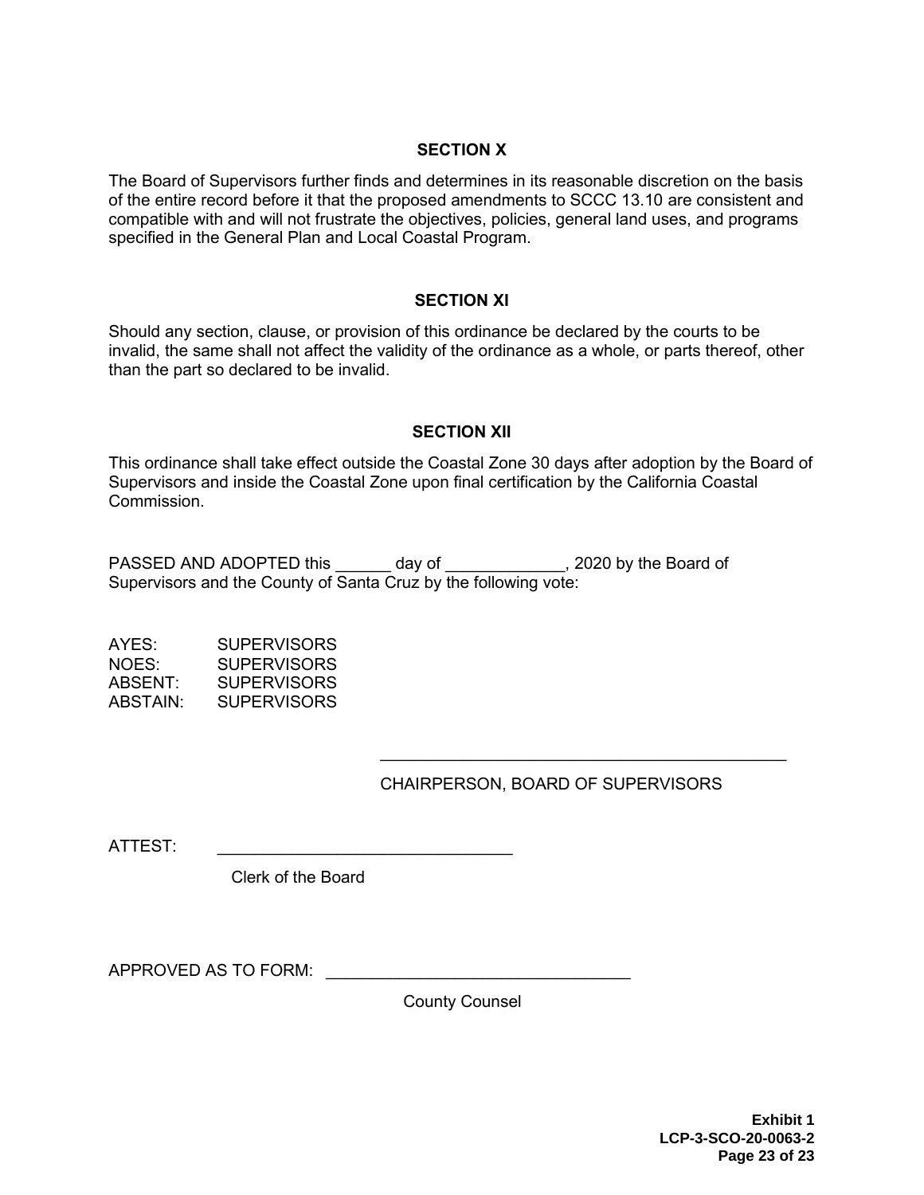**SECTION X**

The Board of Supervisors further finds and determines in its reasonable discretion on the basis of the entire record before it that the proposed amendments to SCCC 13.10 are consistent and compatible with and will not frustrate the objectives, policies, general land uses, and programs specified in the General Plan and Local Coastal Program.

**SECTION XI**

Should any section, clause, or provision of this ordinance be declared by the courts to be invalid, the same shall not affect the validity of the ordinance as a whole, or parts thereof, other than the part so declared to be invalid.

**SECTION XII**

This ordinance shall take effect outside the Coastal Zone 30 days after adoption by the Board of Supervisors and inside the Coastal Zone upon final certification by the California Coastal Commission.

PASSED AND ADOPTED this ______ day of _____________, 2020 by the Board of Supervisors and the County of Santa Cruz by the following vote:

AYES: SUPERVISORS
NOES: SUPERVISORS
ABSENT: SUPERVISORS
ABSTAIN: SUPERVISORS

_____________________________________________
CHAIRPERSON, BOARD OF SUPERVISORS

ATTEST: ________________________________
Clerk of the Board

APPROVED AS TO FORM: ________________________________
County Counsel

**Exhibit 1**
**LCP-3-SCO-20-0063-2**